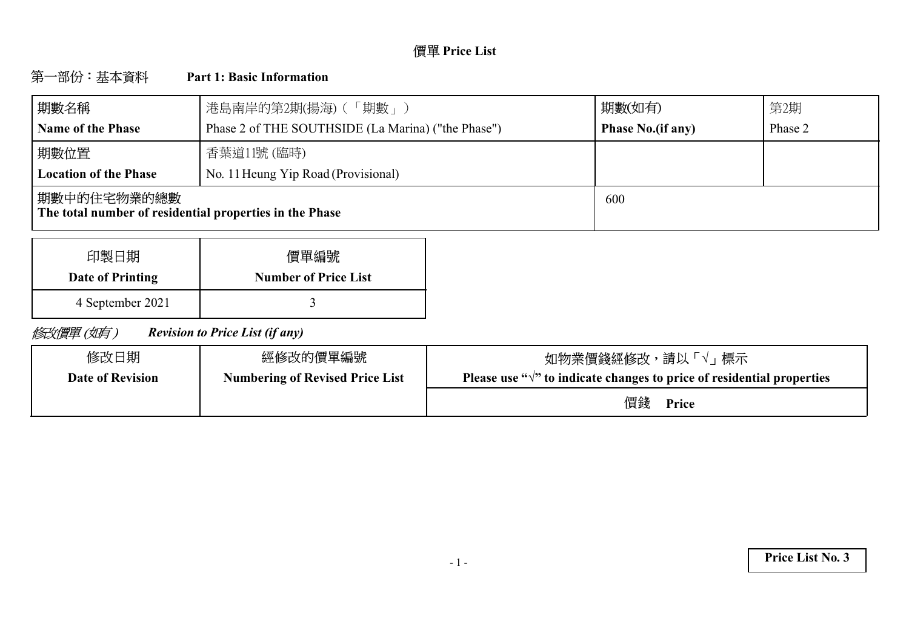# 價單 Price List

## 第一部份：基本資料 Part 1: Basic Information

| 期數名稱<br>**Name of the Phase** | 港島南岸的第2期(揚海)（「期數」）<br>Phase 2 of THE SOUTHSIDE (La Marina) ("the Phase") | 期數(如有)<br>**Phase No.(if any)** | 第2期<br>Phase 2 |
|---|---|---|---|
| 期數位置<br>**Location of the Phase** | 香葉道11號 (臨時)<br>No. 11 Heung Yip Road (Provisional) | | |
| 期數中的住宅物業的總數<br>**The total number of residential properties in the Phase** | | 600 | |

| 印製日期<br>**Date of Printing** | 價單編號<br>**Number of Price List** |
|---|---|
| 4 September 2021 | 3 |

*修改價單 (如有)* ***Revision to Price List (if any)***

| 修改日期<br>**Date of Revision** | 經修改的價單編號<br>**Numbering of Revised Price List** | 如物業價錢經修改，請以「√」標示<br>**Please use "√" to indicate changes to price of residential properties** |
|---|---|---|
| | | 價錢 **Price** |

**Price List No. 3**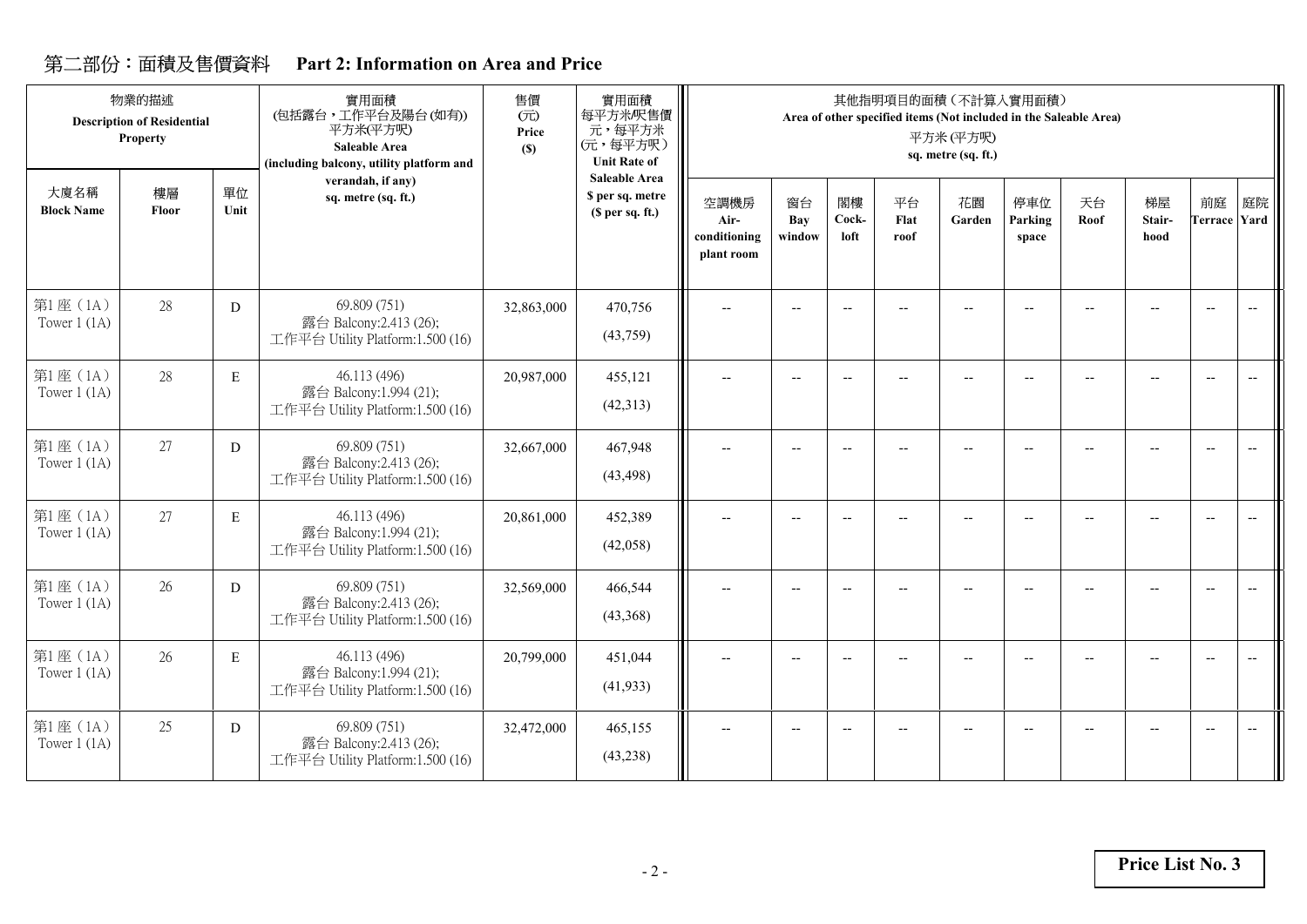## 第二部份：面積及售價資料　Part 2: Information on Area and Price

| 物業的描述 Description of Residential Property | | | 實用面積 (包括露台，工作平台及陽台(如有)) 平方米(平方呎) Saleable Area (including balcony, utility platform and verandah, if any) sq. metre (sq. ft.) | 售價 (元) Price ($) | 實用面積每平方米/呎售價 元，每平方米 (元，每平方呎) Unit Rate of Saleable Area $ per sq. metre ($ per sq. ft.) | 其他指明項目的面積（不計算入實用面積） Area of other specified items (Not included in the Saleable Area) 平方米 (平方呎) sq. metre (sq. ft.) | | | | | | | | | |
|---|---|---|---|---|---|---|---|---|---|---|---|---|---|---|---|
| 大廈名稱 Block Name | 樓層 Floor | 單位 Unit | | | | 空調機房 Air-conditioning plant room | 窗台 Bay window | 閣樓 Cock-loft | 平台 Flat roof | 花園 Garden | 停車位 Parking space | 天台 Roof | 梯屋 Stair-hood | 前庭 Terrace | 庭院 Yard |
| 第1座（1A） Tower 1 (1A) | 28 | D | 69.809 (751) 露台 Balcony:2.413 (26); 工作平台 Utility Platform:1.500 (16) | 32,863,000 | 470,756 (43,759) | -- | -- | -- | -- | -- | -- | -- | -- | -- | -- |
| 第1座（1A） Tower 1 (1A) | 28 | E | 46.113 (496) 露台 Balcony:1.994 (21); 工作平台 Utility Platform:1.500 (16) | 20,987,000 | 455,121 (42,313) | -- | -- | -- | -- | -- | -- | -- | -- | -- | -- |
| 第1座（1A） Tower 1 (1A) | 27 | D | 69.809 (751) 露台 Balcony:2.413 (26); 工作平台 Utility Platform:1.500 (16) | 32,667,000 | 467,948 (43,498) | -- | -- | -- | -- | -- | -- | -- | -- | -- | -- |
| 第1座（1A） Tower 1 (1A) | 27 | E | 46.113 (496) 露台 Balcony:1.994 (21); 工作平台 Utility Platform:1.500 (16) | 20,861,000 | 452,389 (42,058) | -- | -- | -- | -- | -- | -- | -- | -- | -- | -- |
| 第1座（1A） Tower 1 (1A) | 26 | D | 69.809 (751) 露台 Balcony:2.413 (26); 工作平台 Utility Platform:1.500 (16) | 32,569,000 | 466,544 (43,368) | -- | -- | -- | -- | -- | -- | -- | -- | -- | -- |
| 第1座（1A） Tower 1 (1A) | 26 | E | 46.113 (496) 露台 Balcony:1.994 (21); 工作平台 Utility Platform:1.500 (16) | 20,799,000 | 451,044 (41,933) | -- | -- | -- | -- | -- | -- | -- | -- | -- | -- |
| 第1座（1A） Tower 1 (1A) | 25 | D | 69.809 (751) 露台 Balcony:2.413 (26); 工作平台 Utility Platform:1.500 (16) | 32,472,000 | 465,155 (43,238) | -- | -- | -- | -- | -- | -- | -- | -- | -- | -- |

**Price List No. 3**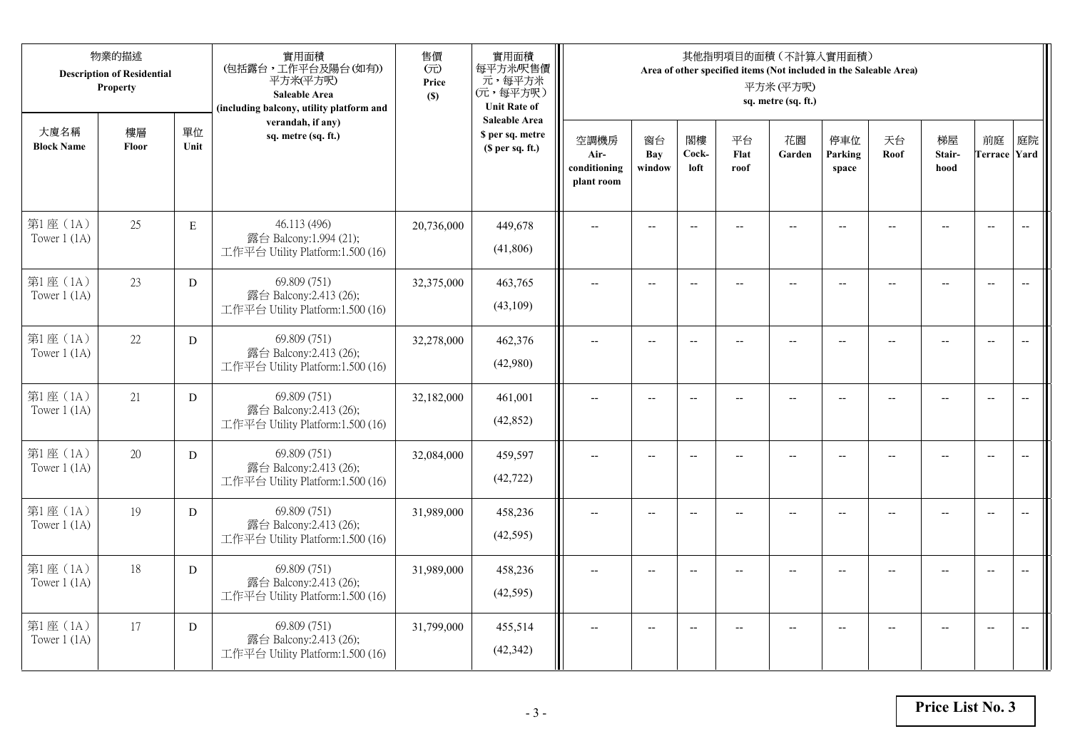| 物業的描述 Description of Residential Property | | | 實用面積 (包括露台，工作平台及陽台(如有)) 平方米(平方呎) Saleable Area (including balcony, utility platform and verandah, if any) sq. metre (sq. ft.) | 售價 (元) Price ($) | 實用面積 每平方米/呎售價 元，每平方米 (元，每平方呎) Unit Rate of Saleable Area $ per sq. metre ($ per sq. ft.) | 其他指明項目的面積（不計算入實用面積） Area of other specified items (Not included in the Saleable Area) 平方米 (平方呎) sq. metre (sq. ft.) | | | | | | | | | |
|---|---|---|---|---|---|---|---|---|---|---|---|---|---|---|---|
| 大廈名稱 Block Name | 樓層 Floor | 單位 Unit | | | | 空調機房 Air-conditioning plant room | 窗台 Bay window | 閣樓 Cock-loft | 平台 Flat roof | 花園 Garden | 停車位 Parking space | 天台 Roof | 梯屋 Stair-hood | 前庭 Terrace | 庭院 Yard |
| 第1座（1A） Tower 1 (1A) | 25 | E | 46.113 (496) 露台 Balcony:1.994 (21); 工作平台 Utility Platform:1.500 (16) | 20,736,000 | 449,678 (41,806) | -- | -- | -- | -- | -- | -- | -- | -- | -- | -- |
| 第1座（1A） Tower 1 (1A) | 23 | D | 69.809 (751) 露台 Balcony:2.413 (26); 工作平台 Utility Platform:1.500 (16) | 32,375,000 | 463,765 (43,109) | -- | -- | -- | -- | -- | -- | -- | -- | -- | -- |
| 第1座（1A） Tower 1 (1A) | 22 | D | 69.809 (751) 露台 Balcony:2.413 (26); 工作平台 Utility Platform:1.500 (16) | 32,278,000 | 462,376 (42,980) | -- | -- | -- | -- | -- | -- | -- | -- | -- | -- |
| 第1座（1A） Tower 1 (1A) | 21 | D | 69.809 (751) 露台 Balcony:2.413 (26); 工作平台 Utility Platform:1.500 (16) | 32,182,000 | 461,001 (42,852) | -- | -- | -- | -- | -- | -- | -- | -- | -- | -- |
| 第1座（1A） Tower 1 (1A) | 20 | D | 69.809 (751) 露台 Balcony:2.413 (26); 工作平台 Utility Platform:1.500 (16) | 32,084,000 | 459,597 (42,722) | -- | -- | -- | -- | -- | -- | -- | -- | -- | -- |
| 第1座（1A） Tower 1 (1A) | 19 | D | 69.809 (751) 露台 Balcony:2.413 (26); 工作平台 Utility Platform:1.500 (16) | 31,989,000 | 458,236 (42,595) | -- | -- | -- | -- | -- | -- | -- | -- | -- | -- |
| 第1座（1A） Tower 1 (1A) | 18 | D | 69.809 (751) 露台 Balcony:2.413 (26); 工作平台 Utility Platform:1.500 (16) | 31,989,000 | 458,236 (42,595) | -- | -- | -- | -- | -- | -- | -- | -- | -- | -- |
| 第1座（1A） Tower 1 (1A) | 17 | D | 69.809 (751) 露台 Balcony:2.413 (26); 工作平台 Utility Platform:1.500 (16) | 31,799,000 | 455,514 (42,342) | -- | -- | -- | -- | -- | -- | -- | -- | -- | -- |

**Price List No. 3**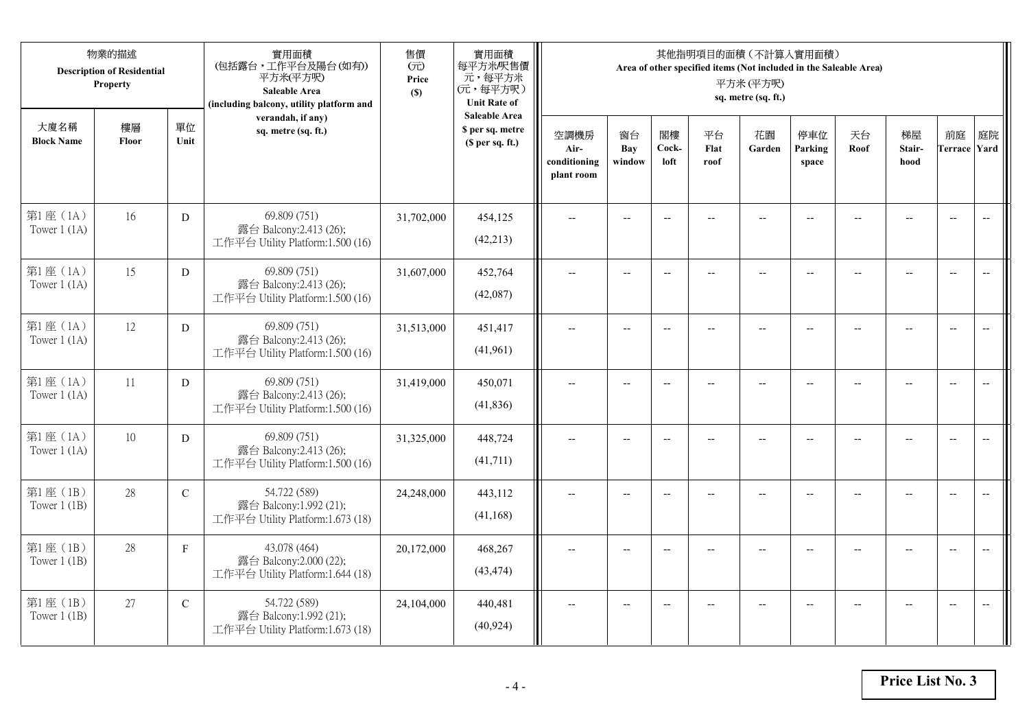| 物業的描述 Description of Residential Property | | | 實用面積 (包括露台，工作平台及陽台(如有)) 平方米(平方呎) Saleable Area (including balcony, utility platform and verandah, if any) sq. metre (sq. ft.) | 售價 (元) Price ($) | 實用面積 每平方米/呎售價 元，每平方米 (元，每平方呎) Unit Rate of Saleable Area $ per sq. metre ($ per sq. ft.) | 其他指明項目的面積（不計算入實用面積） Area of other specified items (Not included in the Saleable Area) 平方米 (平方呎) sq. metre (sq. ft.) | | | | | | | | | |
|---|---|---|---|---|---|---|---|---|---|---|---|---|---|---|---|
| 大廈名稱 Block Name | 樓層 Floor | 單位 Unit | | | | 空調機房 Air-conditioning plant room | 窗台 Bay window | 閣樓 Cock-loft | 平台 Flat roof | 花園 Garden | 停車位 Parking space | 天台 Roof | 梯屋 Stair-hood | 前庭 Terrace | 庭院 Yard |
| 第1座（1A） Tower 1 (1A) | 16 | D | 69.809 (751) 露台 Balcony:2.413 (26); 工作平台 Utility Platform:1.500 (16) | 31,702,000 | 454,125 (42,213) | -- | -- | -- | -- | -- | -- | -- | -- | -- | -- |
| 第1座（1A） Tower 1 (1A) | 15 | D | 69.809 (751) 露台 Balcony:2.413 (26); 工作平台 Utility Platform:1.500 (16) | 31,607,000 | 452,764 (42,087) | -- | -- | -- | -- | -- | -- | -- | -- | -- | -- |
| 第1座（1A） Tower 1 (1A) | 12 | D | 69.809 (751) 露台 Balcony:2.413 (26); 工作平台 Utility Platform:1.500 (16) | 31,513,000 | 451,417 (41,961) | -- | -- | -- | -- | -- | -- | -- | -- | -- | -- |
| 第1座（1A） Tower 1 (1A) | 11 | D | 69.809 (751) 露台 Balcony:2.413 (26); 工作平台 Utility Platform:1.500 (16) | 31,419,000 | 450,071 (41,836) | -- | -- | -- | -- | -- | -- | -- | -- | -- | -- |
| 第1座（1A） Tower 1 (1A) | 10 | D | 69.809 (751) 露台 Balcony:2.413 (26); 工作平台 Utility Platform:1.500 (16) | 31,325,000 | 448,724 (41,711) | -- | -- | -- | -- | -- | -- | -- | -- | -- | -- |
| 第1座（1B） Tower 1 (1B) | 28 | C | 54.722 (589) 露台 Balcony:1.992 (21); 工作平台 Utility Platform:1.673 (18) | 24,248,000 | 443,112 (41,168) | -- | -- | -- | -- | -- | -- | -- | -- | -- | -- |
| 第1座（1B） Tower 1 (1B) | 28 | F | 43.078 (464) 露台 Balcony:2.000 (22); 工作平台 Utility Platform:1.644 (18) | 20,172,000 | 468,267 (43,474) | -- | -- | -- | -- | -- | -- | -- | -- | -- | -- |
| 第1座（1B） Tower 1 (1B) | 27 | C | 54.722 (589) 露台 Balcony:1.992 (21); 工作平台 Utility Platform:1.673 (18) | 24,104,000 | 440,481 (40,924) | -- | -- | -- | -- | -- | -- | -- | -- | -- | -- |

**Price List No. 3**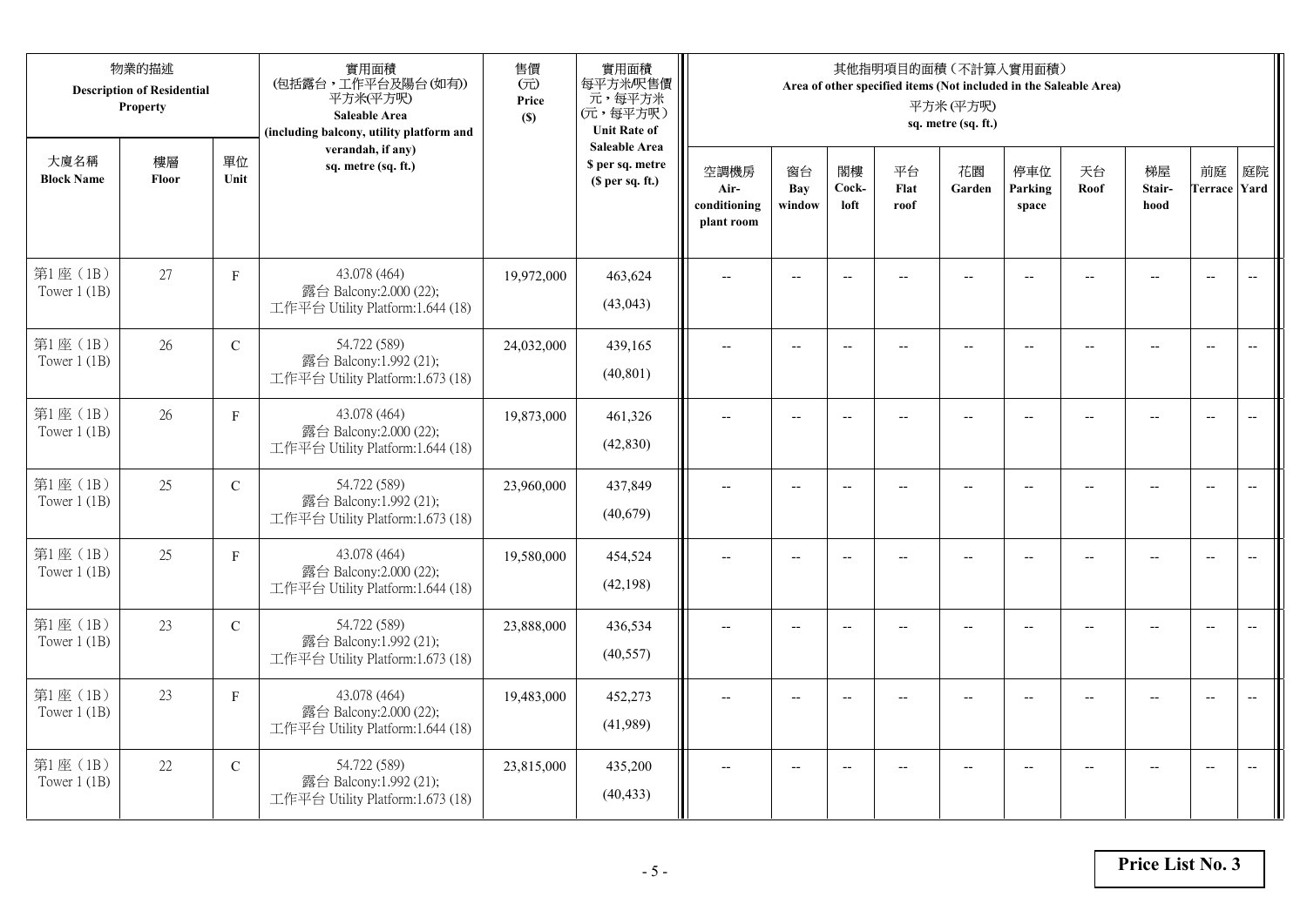| 物業的描述 Description of Residential Property | | | 實用面積 (包括露台，工作平台及陽台(如有)) 平方米(平方呎) Saleable Area (including balcony, utility platform and verandah, if any) sq. metre (sq. ft.) | 售價 (元) Price ($) | 實用面積 每平方米/呎售價 元，每平方米 (元，每平方呎) Unit Rate of Saleable Area $ per sq. metre ($ per sq. ft.) | 其他指明項目的面積（不計算入實用面積） Area of other specified items (Not included in the Saleable Area) 平方米 (平方呎) sq. metre (sq. ft.) | | | | | | | | | |
|---|---|---|---|---|---|---|---|---|---|---|---|---|---|---|---|
| 大廈名稱 Block Name | 樓層 Floor | 單位 Unit | | | | 空調機房 Air-conditioning plant room | 窗台 Bay window | 閣樓 Cock-loft | 平台 Flat roof | 花園 Garden | 停車位 Parking space | 天台 Roof | 梯屋 Stair-hood | 前庭 Terrace | 庭院 Yard |
| 第1座（1B） Tower 1 (1B) | 27 | F | 43.078 (464) 露台 Balcony:2.000 (22); 工作平台 Utility Platform:1.644 (18) | 19,972,000 | 463,624 (43,043) | -- | -- | -- | -- | -- | -- | -- | -- | -- | -- |
| 第1座（1B） Tower 1 (1B) | 26 | C | 54.722 (589) 露台 Balcony:1.992 (21); 工作平台 Utility Platform:1.673 (18) | 24,032,000 | 439,165 (40,801) | -- | -- | -- | -- | -- | -- | -- | -- | -- | -- |
| 第1座（1B） Tower 1 (1B) | 26 | F | 43.078 (464) 露台 Balcony:2.000 (22); 工作平台 Utility Platform:1.644 (18) | 19,873,000 | 461,326 (42,830) | -- | -- | -- | -- | -- | -- | -- | -- | -- | -- |
| 第1座（1B） Tower 1 (1B) | 25 | C | 54.722 (589) 露台 Balcony:1.992 (21); 工作平台 Utility Platform:1.673 (18) | 23,960,000 | 437,849 (40,679) | -- | -- | -- | -- | -- | -- | -- | -- | -- | -- |
| 第1座（1B） Tower 1 (1B) | 25 | F | 43.078 (464) 露台 Balcony:2.000 (22); 工作平台 Utility Platform:1.644 (18) | 19,580,000 | 454,524 (42,198) | -- | -- | -- | -- | -- | -- | -- | -- | -- | -- |
| 第1座（1B） Tower 1 (1B) | 23 | C | 54.722 (589) 露台 Balcony:1.992 (21); 工作平台 Utility Platform:1.673 (18) | 23,888,000 | 436,534 (40,557) | -- | -- | -- | -- | -- | -- | -- | -- | -- | -- |
| 第1座（1B） Tower 1 (1B) | 23 | F | 43.078 (464) 露台 Balcony:2.000 (22); 工作平台 Utility Platform:1.644 (18) | 19,483,000 | 452,273 (41,989) | -- | -- | -- | -- | -- | -- | -- | -- | -- | -- |
| 第1座（1B） Tower 1 (1B) | 22 | C | 54.722 (589) 露台 Balcony:1.992 (21); 工作平台 Utility Platform:1.673 (18) | 23,815,000 | 435,200 (40,433) | -- | -- | -- | -- | -- | -- | -- | -- | -- | -- |

**Price List No. 3**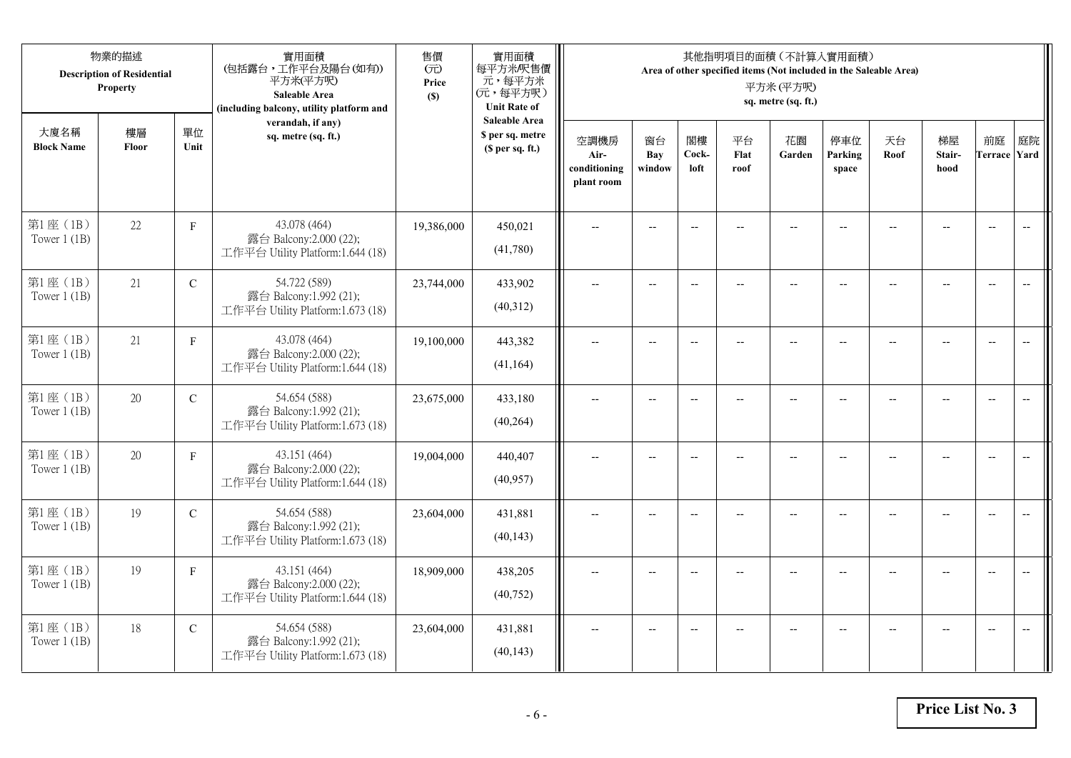| 物業的描述 Description of Residential Property | | | 實用面積 (包括露台，工作平台及陽台(如有)) 平方米(平方呎) Saleable Area (including balcony, utility platform and verandah, if any) sq. metre (sq. ft.) | 售價 (元) Price ($) | 實用面積 每平方米/呎售價 元，每平方米 (元，每平方呎) Unit Rate of Saleable Area $ per sq. metre ($ per sq. ft.) | 其他指明項目的面積（不計算入實用面積） Area of other specified items (Not included in the Saleable Area) 平方米 (平方呎) sq. metre (sq. ft.) | | | | | | | | | |
|---|---|---|---|---|---|---|---|---|---|---|---|---|---|---|---|
| 大廈名稱 Block Name | 樓層 Floor | 單位 Unit | | | | 空調機房 Air-conditioning plant room | 窗台 Bay window | 閣樓 Cock-loft | 平台 Flat roof | 花園 Garden | 停車位 Parking space | 天台 Roof | 梯屋 Stair-hood | 前庭 Terrace | 庭院 Yard |
| 第1座（1B） Tower 1 (1B) | 22 | F | 43.078 (464) 露台 Balcony:2.000 (22); 工作平台 Utility Platform:1.644 (18) | 19,386,000 | 450,021 (41,780) | -- | -- | -- | -- | -- | -- | -- | -- | -- | -- |
| 第1座（1B） Tower 1 (1B) | 21 | C | 54.722 (589) 露台 Balcony:1.992 (21); 工作平台 Utility Platform:1.673 (18) | 23,744,000 | 433,902 (40,312) | -- | -- | -- | -- | -- | -- | -- | -- | -- | -- |
| 第1座（1B） Tower 1 (1B) | 21 | F | 43.078 (464) 露台 Balcony:2.000 (22); 工作平台 Utility Platform:1.644 (18) | 19,100,000 | 443,382 (41,164) | -- | -- | -- | -- | -- | -- | -- | -- | -- | -- |
| 第1座（1B） Tower 1 (1B) | 20 | C | 54.654 (588) 露台 Balcony:1.992 (21); 工作平台 Utility Platform:1.673 (18) | 23,675,000 | 433,180 (40,264) | -- | -- | -- | -- | -- | -- | -- | -- | -- | -- |
| 第1座（1B） Tower 1 (1B) | 20 | F | 43.151 (464) 露台 Balcony:2.000 (22); 工作平台 Utility Platform:1.644 (18) | 19,004,000 | 440,407 (40,957) | -- | -- | -- | -- | -- | -- | -- | -- | -- | -- |
| 第1座（1B） Tower 1 (1B) | 19 | C | 54.654 (588) 露台 Balcony:1.992 (21); 工作平台 Utility Platform:1.673 (18) | 23,604,000 | 431,881 (40,143) | -- | -- | -- | -- | -- | -- | -- | -- | -- | -- |
| 第1座（1B） Tower 1 (1B) | 19 | F | 43.151 (464) 露台 Balcony:2.000 (22); 工作平台 Utility Platform:1.644 (18) | 18,909,000 | 438,205 (40,752) | -- | -- | -- | -- | -- | -- | -- | -- | -- | -- |
| 第1座（1B） Tower 1 (1B) | 18 | C | 54.654 (588) 露台 Balcony:1.992 (21); 工作平台 Utility Platform:1.673 (18) | 23,604,000 | 431,881 (40,143) | -- | -- | -- | -- | -- | -- | -- | -- | -- | -- |

**Price List No. 3**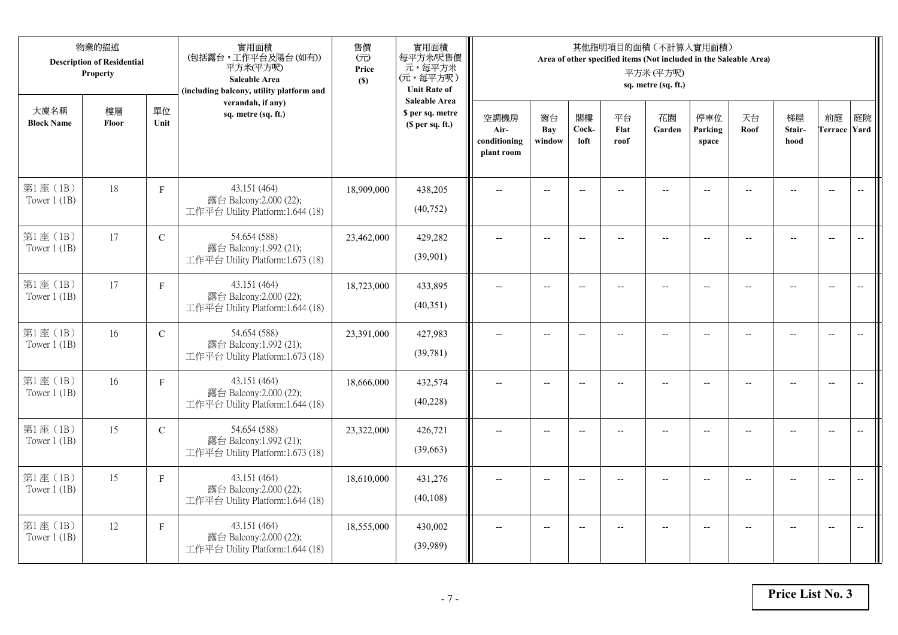| 物業的描述 Description of Residential Property | | | 實用面積 (包括露台，工作平台及陽台(如有)) 平方米(平方呎) Saleable Area (including balcony, utility platform and verandah, if any) sq. metre (sq. ft.) | 售價 (元) Price ($) | 實用面積 每平方米/呎售價 元，每平方米 (元，每平方呎) Unit Rate of Saleable Area $ per sq. metre ($ per sq. ft.) | 其他指明項目的面積（不計算入實用面積） Area of other specified items (Not included in the Saleable Area) 平方米 (平方呎) sq. metre (sq. ft.) | | | | | | | | | |
|---|---|---|---|---|---|---|---|---|---|---|---|---|---|---|---|
| 大廈名稱 Block Name | 樓層 Floor | 單位 Unit | | | | 空調機房 Air-conditioning plant room | 窗台 Bay window | 閣樓 Cock-loft | 平台 Flat roof | 花園 Garden | 停車位 Parking space | 天台 Roof | 梯屋 Stair-hood | 前庭 Terrace | 庭院 Yard |
| 第1座（1B） Tower 1 (1B) | 18 | F | 43.151 (464) 露台 Balcony:2.000 (22); 工作平台 Utility Platform:1.644 (18) | 18,909,000 | 438,205 (40,752) | -- | -- | -- | -- | -- | -- | -- | -- | -- | -- |
| 第1座（1B） Tower 1 (1B) | 17 | C | 54.654 (588) 露台 Balcony:1.992 (21); 工作平台 Utility Platform:1.673 (18) | 23,462,000 | 429,282 (39,901) | -- | -- | -- | -- | -- | -- | -- | -- | -- | -- |
| 第1座（1B） Tower 1 (1B) | 17 | F | 43.151 (464) 露台 Balcony:2.000 (22); 工作平台 Utility Platform:1.644 (18) | 18,723,000 | 433,895 (40,351) | -- | -- | -- | -- | -- | -- | -- | -- | -- | -- |
| 第1座（1B） Tower 1 (1B) | 16 | C | 54.654 (588) 露台 Balcony:1.992 (21); 工作平台 Utility Platform:1.673 (18) | 23,391,000 | 427,983 (39,781) | -- | -- | -- | -- | -- | -- | -- | -- | -- | -- |
| 第1座（1B） Tower 1 (1B) | 16 | F | 43.151 (464) 露台 Balcony:2.000 (22); 工作平台 Utility Platform:1.644 (18) | 18,666,000 | 432,574 (40,228) | -- | -- | -- | -- | -- | -- | -- | -- | -- | -- |
| 第1座（1B） Tower 1 (1B) | 15 | C | 54.654 (588) 露台 Balcony:1.992 (21); 工作平台 Utility Platform:1.673 (18) | 23,322,000 | 426,721 (39,663) | -- | -- | -- | -- | -- | -- | -- | -- | -- | -- |
| 第1座（1B） Tower 1 (1B) | 15 | F | 43.151 (464) 露台 Balcony:2.000 (22); 工作平台 Utility Platform:1.644 (18) | 18,610,000 | 431,276 (40,108) | -- | -- | -- | -- | -- | -- | -- | -- | -- | -- |
| 第1座（1B） Tower 1 (1B) | 12 | F | 43.151 (464) 露台 Balcony:2.000 (22); 工作平台 Utility Platform:1.644 (18) | 18,555,000 | 430,002 (39,989) | -- | -- | -- | -- | -- | -- | -- | -- | -- | -- |

**Price List No. 3**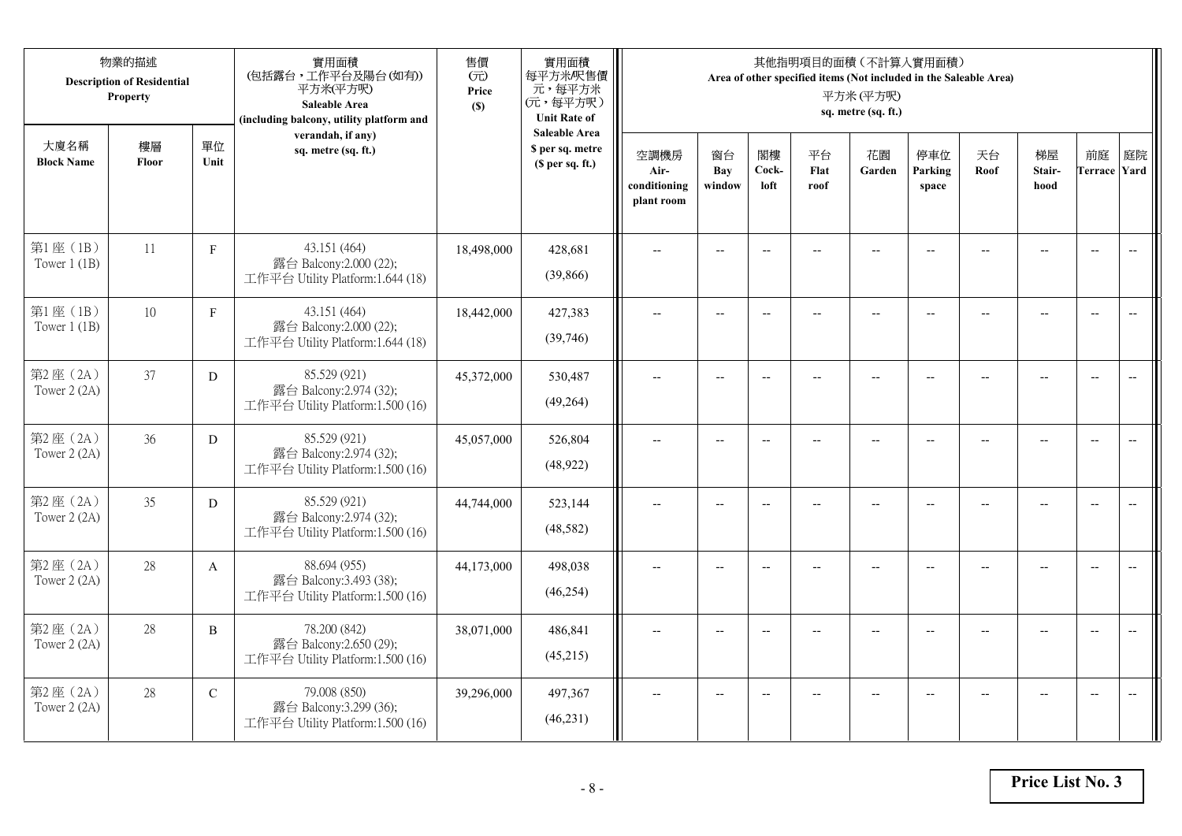| 物業的描述 Description of Residential Property | | | 實用面積 (包括露台，工作平台及陽台(如有)) 平方米(平方呎) Saleable Area (including balcony, utility platform and verandah, if any) sq. metre (sq. ft.) | 售價 (元) Price ($) | 實用面積 每平方米/呎售價 元，每平方米 (元，每平方呎) Unit Rate of Saleable Area $ per sq. metre ($ per sq. ft.) | 其他指明項目的面積（不計算入實用面積） Area of other specified items (Not included in the Saleable Area) 平方米 (平方呎) sq. metre (sq. ft.) | | | | | | | | | |
|---|---|---|---|---|---|---|---|---|---|---|---|---|---|---|---|
| 大廈名稱 Block Name | 樓層 Floor | 單位 Unit | | | | 空調機房 Air-conditioning plant room | 窗台 Bay window | 閣樓 Cock-loft | 平台 Flat roof | 花園 Garden | 停車位 Parking space | 天台 Roof | 梯屋 Stair-hood | 前庭 Terrace | 庭院 Yard |
| 第1座（1B） Tower 1 (1B) | 11 | F | 43.151 (464) 露台 Balcony:2.000 (22); 工作平台 Utility Platform:1.644 (18) | 18,498,000 | 428,681 (39,866) | -- | -- | -- | -- | -- | -- | -- | -- | -- | -- |
| 第1座（1B） Tower 1 (1B) | 10 | F | 43.151 (464) 露台 Balcony:2.000 (22); 工作平台 Utility Platform:1.644 (18) | 18,442,000 | 427,383 (39,746) | -- | -- | -- | -- | -- | -- | -- | -- | -- | -- |
| 第2座（2A） Tower 2 (2A) | 37 | D | 85.529 (921) 露台 Balcony:2.974 (32); 工作平台 Utility Platform:1.500 (16) | 45,372,000 | 530,487 (49,264) | -- | -- | -- | -- | -- | -- | -- | -- | -- | -- |
| 第2座（2A） Tower 2 (2A) | 36 | D | 85.529 (921) 露台 Balcony:2.974 (32); 工作平台 Utility Platform:1.500 (16) | 45,057,000 | 526,804 (48,922) | -- | -- | -- | -- | -- | -- | -- | -- | -- | -- |
| 第2座（2A） Tower 2 (2A) | 35 | D | 85.529 (921) 露台 Balcony:2.974 (32); 工作平台 Utility Platform:1.500 (16) | 44,744,000 | 523,144 (48,582) | -- | -- | -- | -- | -- | -- | -- | -- | -- | -- |
| 第2座（2A） Tower 2 (2A) | 28 | A | 88.694 (955) 露台 Balcony:3.493 (38); 工作平台 Utility Platform:1.500 (16) | 44,173,000 | 498,038 (46,254) | -- | -- | -- | -- | -- | -- | -- | -- | -- | -- |
| 第2座（2A） Tower 2 (2A) | 28 | B | 78.200 (842) 露台 Balcony:2.650 (29); 工作平台 Utility Platform:1.500 (16) | 38,071,000 | 486,841 (45,215) | -- | -- | -- | -- | -- | -- | -- | -- | -- | -- |
| 第2座（2A） Tower 2 (2A) | 28 | C | 79.008 (850) 露台 Balcony:3.299 (36); 工作平台 Utility Platform:1.500 (16) | 39,296,000 | 497,367 (46,231) | -- | -- | -- | -- | -- | -- | -- | -- | -- | -- |

**Price List No. 3**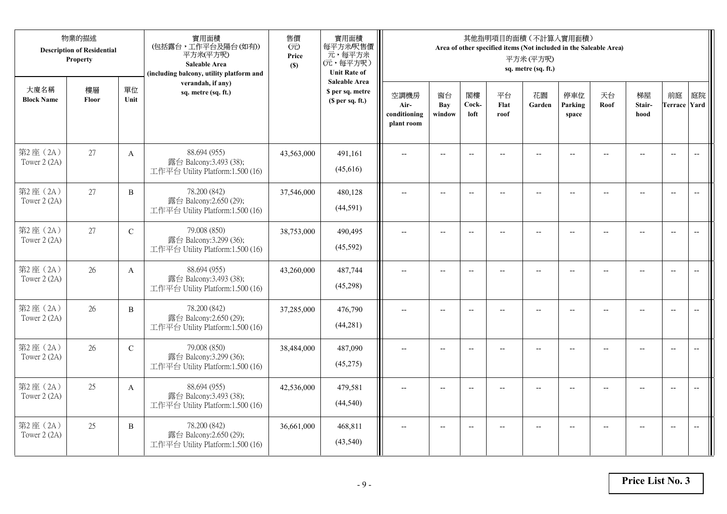| 物業的描述 Description of Residential Property | | | 實用面積 (包括露台，工作平台及陽台(如有)) 平方米(平方呎) Saleable Area (including balcony, utility platform and verandah, if any) sq. metre (sq. ft.) | 售價 (元) Price ($) | 實用面積 每平方米/呎售價 元，每平方米 (元，每平方呎) Unit Rate of Saleable Area $ per sq. metre ($ per sq. ft.) | 其他指明項目的面積（不計算入實用面積） Area of other specified items (Not included in the Saleable Area) 平方米 (平方呎) sq. metre (sq. ft.) | | | | | | | | | |
|---|---|---|---|---|---|---|---|---|---|---|---|---|---|---|---|
| 大廈名稱 Block Name | 樓層 Floor | 單位 Unit | | | | 空調機房 Air-conditioning plant room | 窗台 Bay window | 閣樓 Cock-loft | 平台 Flat roof | 花園 Garden | 停車位 Parking space | 天台 Roof | 梯屋 Stair-hood | 前庭 Terrace | 庭院 Yard |
| 第2座（2A） Tower 2 (2A) | 27 | A | 88.694 (955) 露台 Balcony:3.493 (38); 工作平台 Utility Platform:1.500 (16) | 43,563,000 | 491,161 (45,616) | -- | -- | -- | -- | -- | -- | -- | -- | -- | -- |
| 第2座（2A） Tower 2 (2A) | 27 | B | 78.200 (842) 露台 Balcony:2.650 (29); 工作平台 Utility Platform:1.500 (16) | 37,546,000 | 480,128 (44,591) | -- | -- | -- | -- | -- | -- | -- | -- | -- | -- |
| 第2座（2A） Tower 2 (2A) | 27 | C | 79.008 (850) 露台 Balcony:3.299 (36); 工作平台 Utility Platform:1.500 (16) | 38,753,000 | 490,495 (45,592) | -- | -- | -- | -- | -- | -- | -- | -- | -- | -- |
| 第2座（2A） Tower 2 (2A) | 26 | A | 88.694 (955) 露台 Balcony:3.493 (38); 工作平台 Utility Platform:1.500 (16) | 43,260,000 | 487,744 (45,298) | -- | -- | -- | -- | -- | -- | -- | -- | -- | -- |
| 第2座（2A） Tower 2 (2A) | 26 | B | 78.200 (842) 露台 Balcony:2.650 (29); 工作平台 Utility Platform:1.500 (16) | 37,285,000 | 476,790 (44,281) | -- | -- | -- | -- | -- | -- | -- | -- | -- | -- |
| 第2座（2A） Tower 2 (2A) | 26 | C | 79.008 (850) 露台 Balcony:3.299 (36); 工作平台 Utility Platform:1.500 (16) | 38,484,000 | 487,090 (45,275) | -- | -- | -- | -- | -- | -- | -- | -- | -- | -- |
| 第2座（2A） Tower 2 (2A) | 25 | A | 88.694 (955) 露台 Balcony:3.493 (38); 工作平台 Utility Platform:1.500 (16) | 42,536,000 | 479,581 (44,540) | -- | -- | -- | -- | -- | -- | -- | -- | -- | -- |
| 第2座（2A） Tower 2 (2A) | 25 | B | 78.200 (842) 露台 Balcony:2.650 (29); 工作平台 Utility Platform:1.500 (16) | 36,661,000 | 468,811 (43,540) | -- | -- | -- | -- | -- | -- | -- | -- | -- | -- |

**Price List No. 3**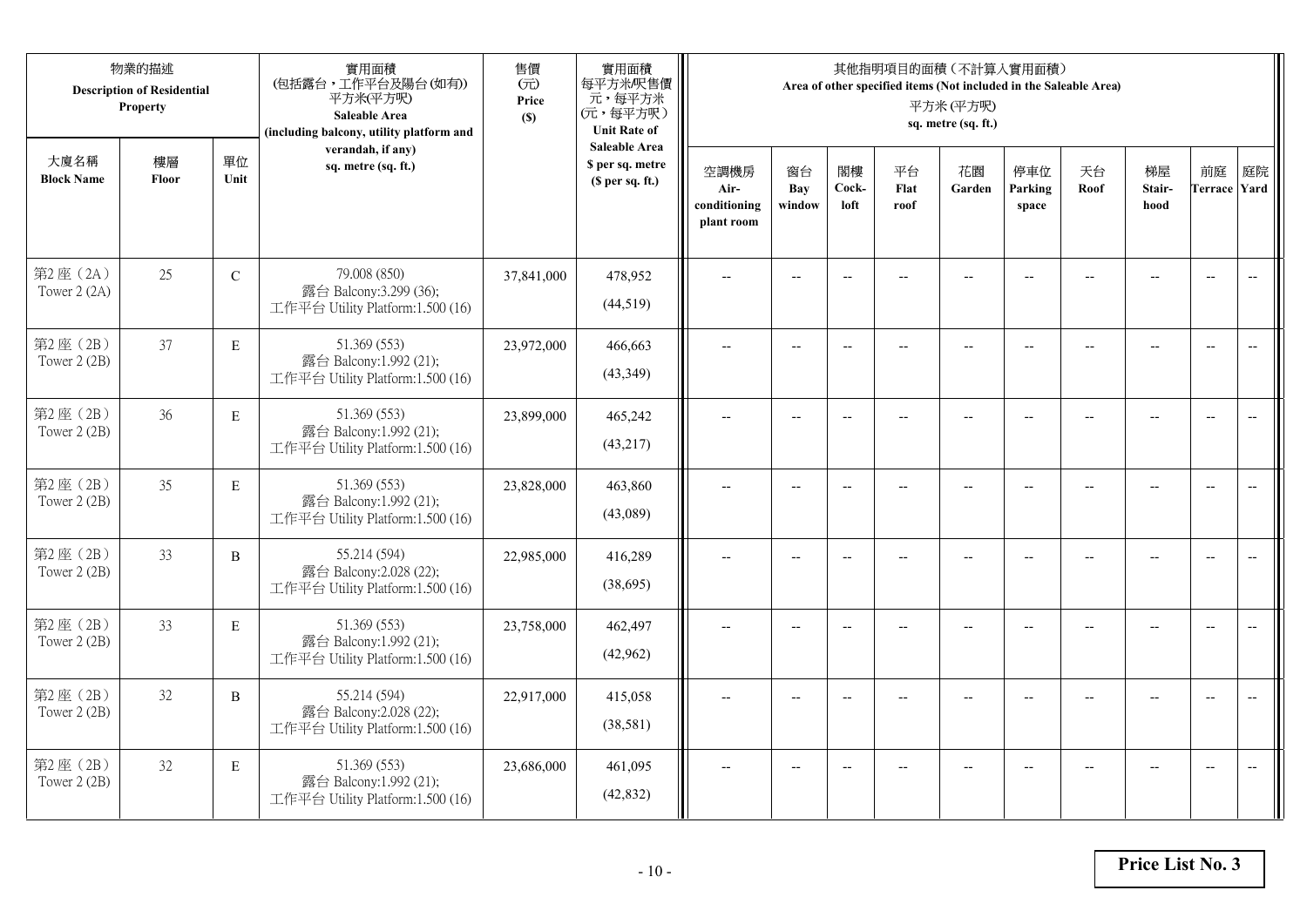| 物業的描述 Description of Residential Property | | | 實用面積 (包括露台，工作平台及陽台(如有)) 平方米(平方呎) Saleable Area (including balcony, utility platform and verandah, if any) sq. metre (sq. ft.) | 售價 (元) Price ($) | 實用面積 每平方米/呎售價 元，每平方米 (元，每平方呎) Unit Rate of Saleable Area $ per sq. metre ($ per sq. ft.) | 其他指明項目的面積（不計算入實用面積） Area of other specified items (Not included in the Saleable Area) 平方米 (平方呎) sq. metre (sq. ft.) | | | | | | | | | |
|---|---|---|---|---|---|---|---|---|---|---|---|---|---|---|---|
| 大廈名稱 Block Name | 樓層 Floor | 單位 Unit | | | | 空調機房 Air-conditioning plant room | 窗台 Bay window | 閣樓 Cock-loft | 平台 Flat roof | 花園 Garden | 停車位 Parking space | 天台 Roof | 梯屋 Stair-hood | 前庭 Terrace | 庭院 Yard |
| 第2座（2A） Tower 2 (2A) | 25 | C | 79.008 (850) 露台 Balcony:3.299 (36); 工作平台 Utility Platform:1.500 (16) | 37,841,000 | 478,952 (44,519) | -- | -- | -- | -- | -- | -- | -- | -- | -- | -- |
| 第2座（2B） Tower 2 (2B) | 37 | E | 51.369 (553) 露台 Balcony:1.992 (21); 工作平台 Utility Platform:1.500 (16) | 23,972,000 | 466,663 (43,349) | -- | -- | -- | -- | -- | -- | -- | -- | -- | -- |
| 第2座（2B） Tower 2 (2B) | 36 | E | 51.369 (553) 露台 Balcony:1.992 (21); 工作平台 Utility Platform:1.500 (16) | 23,899,000 | 465,242 (43,217) | -- | -- | -- | -- | -- | -- | -- | -- | -- | -- |
| 第2座（2B） Tower 2 (2B) | 35 | E | 51.369 (553) 露台 Balcony:1.992 (21); 工作平台 Utility Platform:1.500 (16) | 23,828,000 | 463,860 (43,089) | -- | -- | -- | -- | -- | -- | -- | -- | -- | -- |
| 第2座（2B） Tower 2 (2B) | 33 | B | 55.214 (594) 露台 Balcony:2.028 (22); 工作平台 Utility Platform:1.500 (16) | 22,985,000 | 416,289 (38,695) | -- | -- | -- | -- | -- | -- | -- | -- | -- | -- |
| 第2座（2B） Tower 2 (2B) | 33 | E | 51.369 (553) 露台 Balcony:1.992 (21); 工作平台 Utility Platform:1.500 (16) | 23,758,000 | 462,497 (42,962) | -- | -- | -- | -- | -- | -- | -- | -- | -- | -- |
| 第2座（2B） Tower 2 (2B) | 32 | B | 55.214 (594) 露台 Balcony:2.028 (22); 工作平台 Utility Platform:1.500 (16) | 22,917,000 | 415,058 (38,581) | -- | -- | -- | -- | -- | -- | -- | -- | -- | -- |
| 第2座（2B） Tower 2 (2B) | 32 | E | 51.369 (553) 露台 Balcony:1.992 (21); 工作平台 Utility Platform:1.500 (16) | 23,686,000 | 461,095 (42,832) | -- | -- | -- | -- | -- | -- | -- | -- | -- | -- |

**Price List No. 3**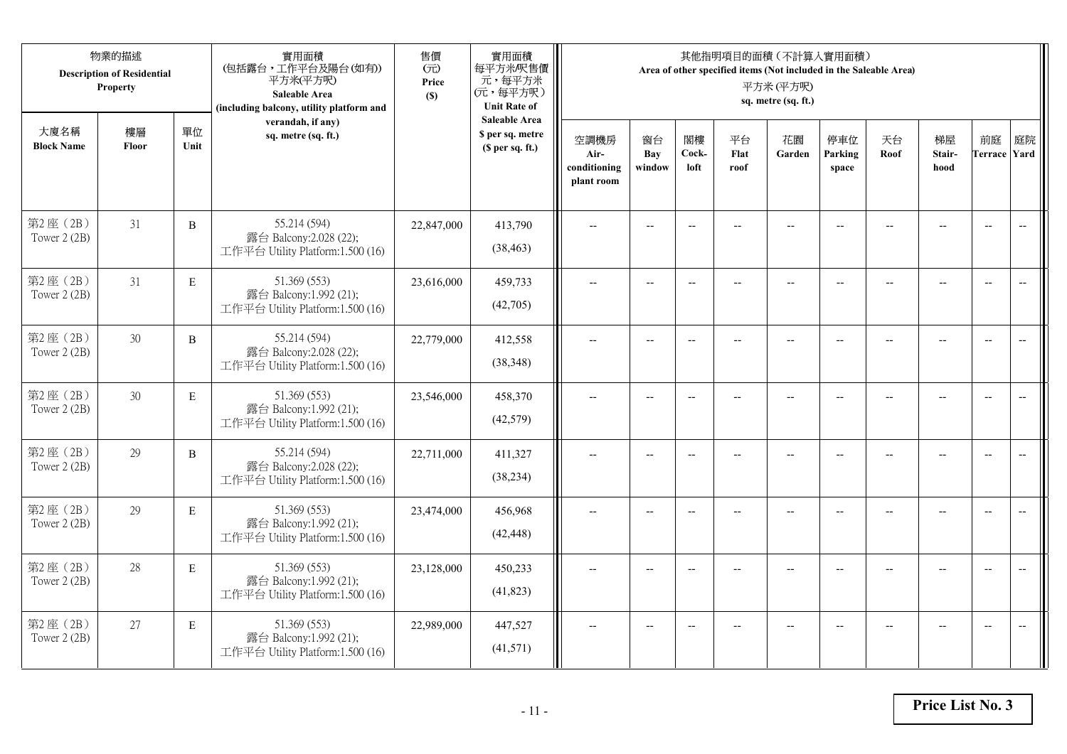| 物業的描述 Description of Residential Property | | | 實用面積 (包括露台，工作平台及陽台(如有)) 平方米(平方呎) Saleable Area (including balcony, utility platform and verandah, if any) sq. metre (sq. ft.) | 售價 (元) Price ($) | 實用面積 每平方米/呎售價 元，每平方米 (元，每平方呎) Unit Rate of Saleable Area $ per sq. metre ($ per sq. ft.) | 其他指明項目的面積（不計算入實用面積） Area of other specified items (Not included in the Saleable Area) 平方米 (平方呎) sq. metre (sq. ft.) | | | | | | | | | |
|---|---|---|---|---|---|---|---|---|---|---|---|---|---|---|---|
| 大廈名稱 Block Name | 樓層 Floor | 單位 Unit | | | | 空調機房 Air-conditioning plant room | 窗台 Bay window | 閣樓 Cock-loft | 平台 Flat roof | 花園 Garden | 停車位 Parking space | 天台 Roof | 梯屋 Stair-hood | 前庭 Terrace | 庭院 Yard |
| 第2座（2B） Tower 2 (2B) | 31 | B | 55.214 (594) 露台 Balcony:2.028 (22); 工作平台 Utility Platform:1.500 (16) | 22,847,000 | 413,790 (38,463) | -- | -- | -- | -- | -- | -- | -- | -- | -- | -- |
| 第2座（2B） Tower 2 (2B) | 31 | E | 51.369 (553) 露台 Balcony:1.992 (21); 工作平台 Utility Platform:1.500 (16) | 23,616,000 | 459,733 (42,705) | -- | -- | -- | -- | -- | -- | -- | -- | -- | -- |
| 第2座（2B） Tower 2 (2B) | 30 | B | 55.214 (594) 露台 Balcony:2.028 (22); 工作平台 Utility Platform:1.500 (16) | 22,779,000 | 412,558 (38,348) | -- | -- | -- | -- | -- | -- | -- | -- | -- | -- |
| 第2座（2B） Tower 2 (2B) | 30 | E | 51.369 (553) 露台 Balcony:1.992 (21); 工作平台 Utility Platform:1.500 (16) | 23,546,000 | 458,370 (42,579) | -- | -- | -- | -- | -- | -- | -- | -- | -- | -- |
| 第2座（2B） Tower 2 (2B) | 29 | B | 55.214 (594) 露台 Balcony:2.028 (22); 工作平台 Utility Platform:1.500 (16) | 22,711,000 | 411,327 (38,234) | -- | -- | -- | -- | -- | -- | -- | -- | -- | -- |
| 第2座（2B） Tower 2 (2B) | 29 | E | 51.369 (553) 露台 Balcony:1.992 (21); 工作平台 Utility Platform:1.500 (16) | 23,474,000 | 456,968 (42,448) | -- | -- | -- | -- | -- | -- | -- | -- | -- | -- |
| 第2座（2B） Tower 2 (2B) | 28 | E | 51.369 (553) 露台 Balcony:1.992 (21); 工作平台 Utility Platform:1.500 (16) | 23,128,000 | 450,233 (41,823) | -- | -- | -- | -- | -- | -- | -- | -- | -- | -- |
| 第2座（2B） Tower 2 (2B) | 27 | E | 51.369 (553) 露台 Balcony:1.992 (21); 工作平台 Utility Platform:1.500 (16) | 22,989,000 | 447,527 (41,571) | -- | -- | -- | -- | -- | -- | -- | -- | -- | -- |

**Price List No. 3**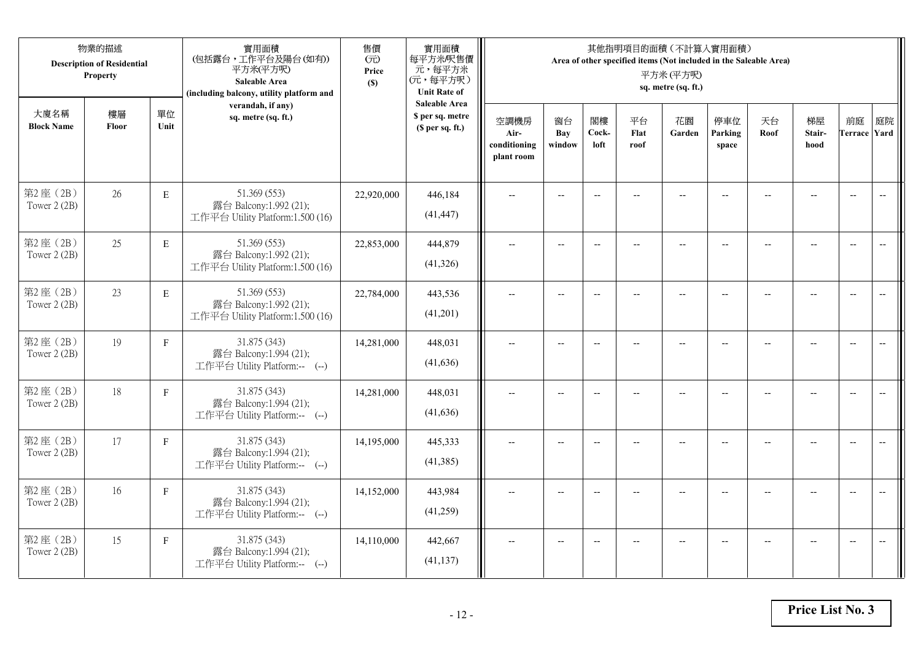| 物業的描述 Description of Residential Property | | | 實用面積 (包括露台，工作平台及陽台(如有)) 平方米(平方呎) Saleable Area (including balcony, utility platform and verandah, if any) sq. metre (sq. ft.) | 售價 (元) Price ($) | 實用面積 每平方米/呎售價 元，每平方米 (元，每平方呎) Unit Rate of Saleable Area $ per sq. metre ($ per sq. ft.) | 其他指明項目的面積（不計算入實用面積） Area of other specified items (Not included in the Saleable Area) 平方米 (平方呎) sq. metre (sq. ft.) | | | | | | | | | |
|---|---|---|---|---|---|---|---|---|---|---|---|---|---|---|---|
| 大廈名稱 Block Name | 樓層 Floor | 單位 Unit | | | | 空調機房 Air-conditioning plant room | 窗台 Bay window | 閣樓 Cock-loft | 平台 Flat roof | 花園 Garden | 停車位 Parking space | 天台 Roof | 梯屋 Stair-hood | 前庭 Terrace | 庭院 Yard |
| 第2座（2B） Tower 2 (2B) | 26 | E | 51.369 (553) 露台 Balcony:1.992 (21); 工作平台 Utility Platform:1.500 (16) | 22,920,000 | 446,184 (41,447) | -- | -- | -- | -- | -- | -- | -- | -- | -- | -- |
| 第2座（2B） Tower 2 (2B) | 25 | E | 51.369 (553) 露台 Balcony:1.992 (21); 工作平台 Utility Platform:1.500 (16) | 22,853,000 | 444,879 (41,326) | -- | -- | -- | -- | -- | -- | -- | -- | -- | -- |
| 第2座（2B） Tower 2 (2B) | 23 | E | 51.369 (553) 露台 Balcony:1.992 (21); 工作平台 Utility Platform:1.500 (16) | 22,784,000 | 443,536 (41,201) | -- | -- | -- | -- | -- | -- | -- | -- | -- | -- |
| 第2座（2B） Tower 2 (2B) | 19 | F | 31.875 (343) 露台 Balcony:1.994 (21); 工作平台 Utility Platform:-- (--) | 14,281,000 | 448,031 (41,636) | -- | -- | -- | -- | -- | -- | -- | -- | -- | -- |
| 第2座（2B） Tower 2 (2B) | 18 | F | 31.875 (343) 露台 Balcony:1.994 (21); 工作平台 Utility Platform:-- (--) | 14,281,000 | 448,031 (41,636) | -- | -- | -- | -- | -- | -- | -- | -- | -- | -- |
| 第2座（2B） Tower 2 (2B) | 17 | F | 31.875 (343) 露台 Balcony:1.994 (21); 工作平台 Utility Platform:-- (--) | 14,195,000 | 445,333 (41,385) | -- | -- | -- | -- | -- | -- | -- | -- | -- | -- |
| 第2座（2B） Tower 2 (2B) | 16 | F | 31.875 (343) 露台 Balcony:1.994 (21); 工作平台 Utility Platform:-- (--) | 14,152,000 | 443,984 (41,259) | -- | -- | -- | -- | -- | -- | -- | -- | -- | -- |
| 第2座（2B） Tower 2 (2B) | 15 | F | 31.875 (343) 露台 Balcony:1.994 (21); 工作平台 Utility Platform:-- (--) | 14,110,000 | 442,667 (41,137) | -- | -- | -- | -- | -- | -- | -- | -- | -- | -- |

**Price List No. 3**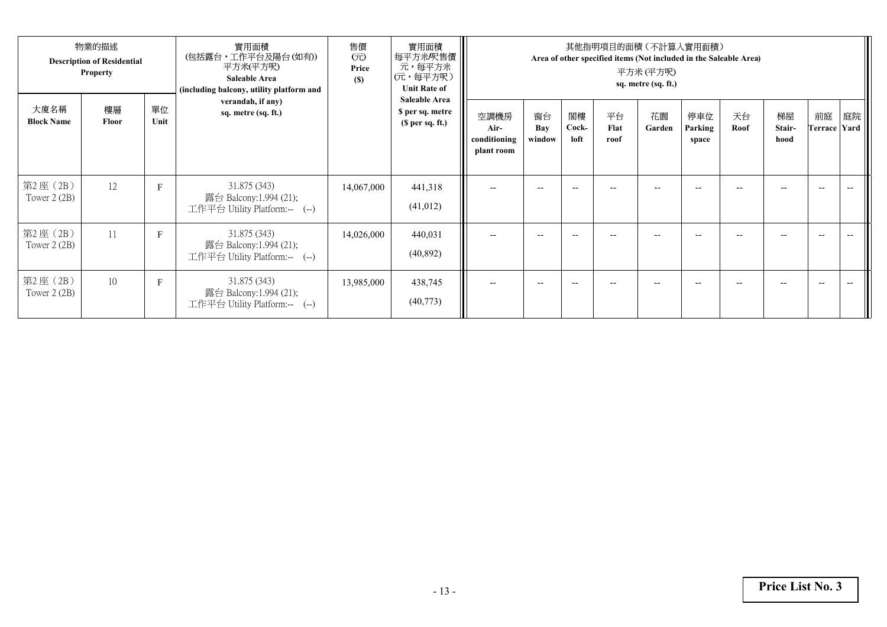| 物業的描述 Description of Residential Property | | | 實用面積 (包括露台，工作平台及陽台(如有)) 平方米(平方呎) Saleable Area (including balcony, utility platform and verandah, if any) sq. metre (sq. ft.) | 售價 (元) Price ($) | 實用面積 每平方米/呎售價 元，每平方米 (元，每平方呎) Unit Rate of Saleable Area $ per sq. metre ($ per sq. ft.) | 其他指明項目的面積（不計算入實用面積） Area of other specified items (Not included in the Saleable Area) 平方米 (平方呎) sq. metre (sq. ft.) | | | | | | | | | |
|---|---|---|---|---|---|---|---|---|---|---|---|---|---|---|---|
| 大廈名稱 Block Name | 樓層 Floor | 單位 Unit | | | | 空調機房 Air-conditioning plant room | 窗台 Bay window | 閣樓 Cock-loft | 平台 Flat roof | 花園 Garden | 停車位 Parking space | 天台 Roof | 梯屋 Stair-hood | 前庭 Terrace | 庭院 Yard |
| 第2座（2B） Tower 2 (2B) | 12 | F | 31.875 (343) 露台 Balcony:1.994 (21); 工作平台 Utility Platform:-- (--) | 14,067,000 | 441,318 (41,012) | -- | -- | -- | -- | -- | -- | -- | -- | -- | -- |
| 第2座（2B） Tower 2 (2B) | 11 | F | 31.875 (343) 露台 Balcony:1.994 (21); 工作平台 Utility Platform:-- (--) | 14,026,000 | 440,031 (40,892) | -- | -- | -- | -- | -- | -- | -- | -- | -- | -- |
| 第2座（2B） Tower 2 (2B) | 10 | F | 31.875 (343) 露台 Balcony:1.994 (21); 工作平台 Utility Platform:-- (--) | 13,985,000 | 438,745 (40,773) | -- | -- | -- | -- | -- | -- | -- | -- | -- | -- |

**Price List No. 3**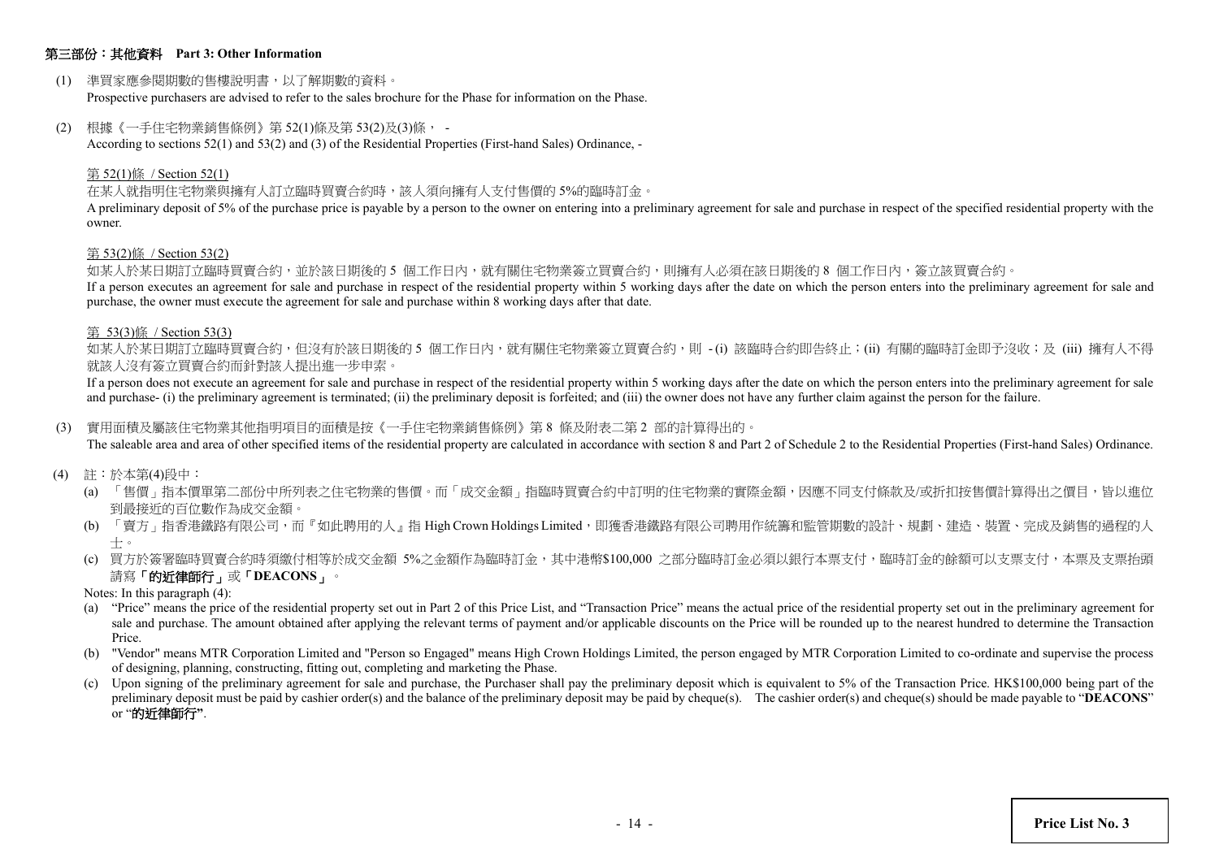## 第三部份：其他資料 Part 3: Other Information

(1) 準買家應參閱期數的售樓說明書，以了解期數的資料。
Prospective purchasers are advised to refer to the sales brochure for the Phase for information on the Phase.

(2) 根據《一手住宅物業銷售條例》第 52(1)條及第 53(2)及(3)條， -
According to sections 52(1) and 53(2) and (3) of the Residential Properties (First-hand Sales) Ordinance, -

第 52(1)條 / Section 52(1)

在某人就指明住宅物業與擁有人訂立臨時買賣合約時，該人須向擁有人支付售價的 5%的臨時訂金。
A preliminary deposit of 5% of the purchase price is payable by a person to the owner on entering into a preliminary agreement for sale and purchase in respect of the specified residential property with the owner.

第 53(2)條 / Section 53(2)

如某人於某日期訂立臨時買賣合約，並於該日期後的 5 個工作日內，就有關住宅物業簽立買賣合約，則擁有人必須在該日期後的 8 個工作日內，簽立該買賣合約。
If a person executes an agreement for sale and purchase in respect of the residential property within 5 working days after the date on which the person enters into the preliminary agreement for sale and purchase, the owner must execute the agreement for sale and purchase within 8 working days after that date.

第 53(3)條 / Section 53(3)

如某人於某日期訂立臨時買賣合約，但沒有於該日期後的 5 個工作日內，就有關住宅物業簽立買賣合約，則 - (i) 該臨時合約即告終止；(ii) 有關的臨時訂金即予沒收；及 (iii) 擁有人不得就該人沒有簽立買賣合約而針對該人提出進一步申索。
If a person does not execute an agreement for sale and purchase in respect of the residential property within 5 working days after the date on which the person enters into the preliminary agreement for sale and purchase- (i) the preliminary agreement is terminated; (ii) the preliminary deposit is forfeited; and (iii) the owner does not have any further claim against the person for the failure.

(3) 實用面積及屬該住宅物業其他指明項目的面積是按《一手住宅物業銷售條例》第 8 條及附表二第 2 部的計算得出的。
The saleable area and area of other specified items of the residential property are calculated in accordance with section 8 and Part 2 of Schedule 2 to the Residential Properties (First-hand Sales) Ordinance.

(4) 註：於本第(4)段中：

(a) 「售價」指本價單第二部份中所列表之住宅物業的售價。而「成交金額」指臨時買賣合約中訂明的住宅物業的實際金額，因應不同支付條款及/或折扣按售價計算得出之價目，皆以進位到最接近的百位數作為成交金額。

(b) 「賣方」指香港鐵路有限公司，而『如此聘用的人』指 High Crown Holdings Limited，即獲香港鐵路有限公司聘用作統籌和監管期數的設計、規劃、建造、裝置、完成及銷售的過程的人士。

(c) 買方於簽署臨時買賣合約時須繳付相等於成交金額 5%之金額作為臨時訂金，其中港幣$100,000 之部分臨時訂金必須以銀行本票支付，臨時訂金的餘額可以支票支付，本票及支票抬頭請寫**「的近律師行」**或**「DEACONS」**。

Notes: In this paragraph (4):

(a) "Price" means the price of the residential property set out in Part 2 of this Price List, and "Transaction Price" means the actual price of the residential property set out in the preliminary agreement for sale and purchase. The amount obtained after applying the relevant terms of payment and/or applicable discounts on the Price will be rounded up to the nearest hundred to determine the Transaction Price.

(b) "Vendor" means MTR Corporation Limited and "Person so Engaged" means High Crown Holdings Limited, the person engaged by MTR Corporation Limited to co-ordinate and supervise the process of designing, planning, constructing, fitting out, completing and marketing the Phase.

(c) Upon signing of the preliminary agreement for sale and purchase, the Purchaser shall pay the preliminary deposit which is equivalent to 5% of the Transaction Price. HK$100,000 being part of the preliminary deposit must be paid by cashier order(s) and the balance of the preliminary deposit may be paid by cheque(s). The cashier order(s) and cheque(s) should be made payable to "**DEACONS**" or "**的近律師行**".

**Price List No. 3**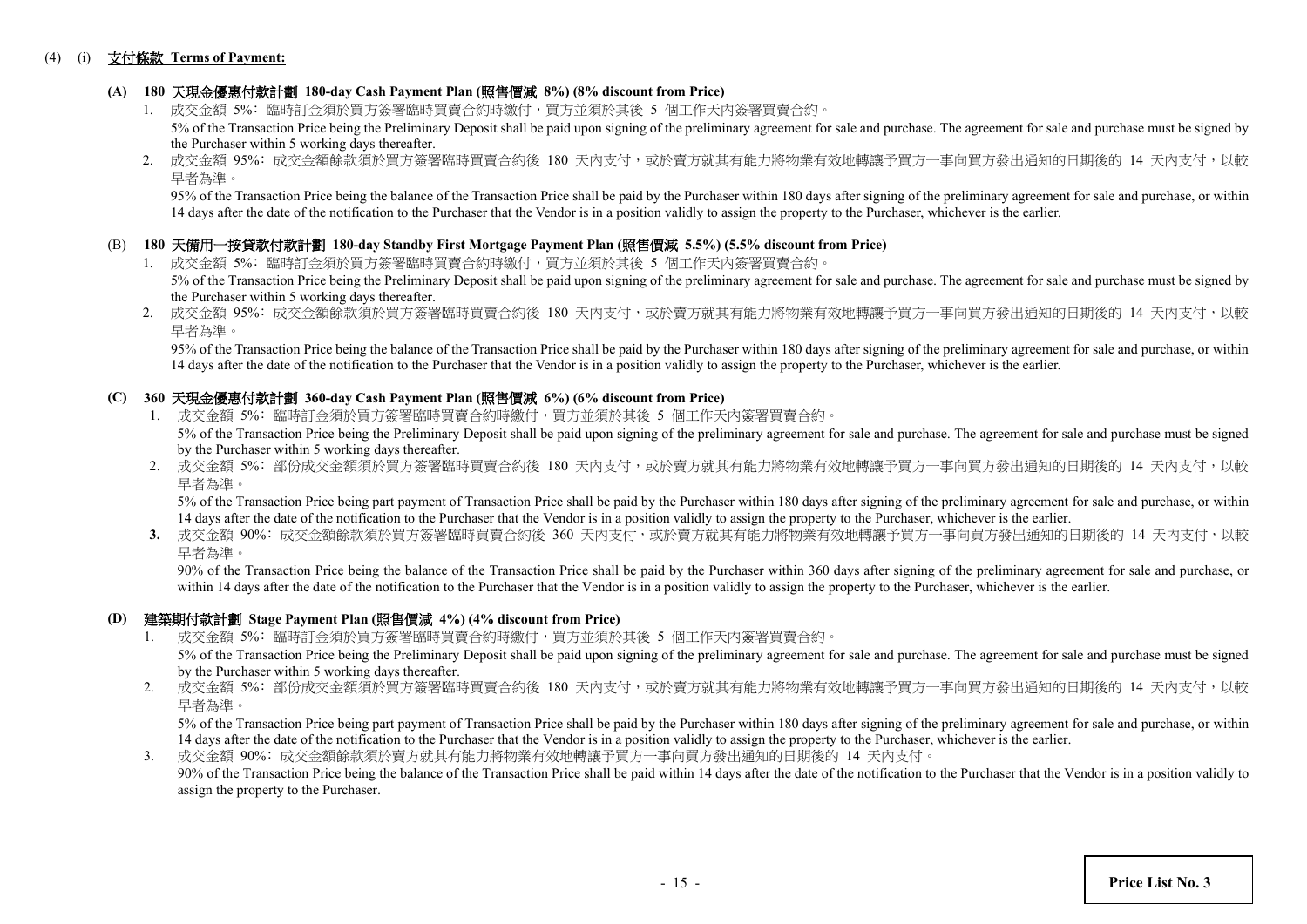(4) (i) 支付條款 **Terms of Payment:**

**(A) 180 天現金優惠付款計劃 180-day Cash Payment Plan (照售價減 8%) (8% discount from Price)**

1. 成交金額 5%：臨時訂金須於買方簽署臨時買賣合約時繳付，買方並須於其後 5 個工作天內簽署買賣合約。
   5% of the Transaction Price being the Preliminary Deposit shall be paid upon signing of the preliminary agreement for sale and purchase. The agreement for sale and purchase must be signed by the Purchaser within 5 working days thereafter.
2. 成交金額 95%：成交金額餘款須於買方簽署臨時買賣合約後 180 天內支付，或於賣方就其有能力將物業有效地轉讓予買方一事向買方發出通知的日期後的 14 天內支付，以較早者為準。
   95% of the Transaction Price being the balance of the Transaction Price shall be paid by the Purchaser within 180 days after signing of the preliminary agreement for sale and purchase, or within 14 days after the date of the notification to the Purchaser that the Vendor is in a position validly to assign the property to the Purchaser, whichever is the earlier.

(B) **180 天備用一按貸款付款計劃 180-day Standby First Mortgage Payment Plan (照售價減 5.5%) (5.5% discount from Price)**

1. 成交金額 5%：臨時訂金須於買方簽署臨時買賣合約時繳付，買方並須於其後 5 個工作天內簽署買賣合約。
   5% of the Transaction Price being the Preliminary Deposit shall be paid upon signing of the preliminary agreement for sale and purchase. The agreement for sale and purchase must be signed by the Purchaser within 5 working days thereafter.
2. 成交金額 95%：成交金額餘款須於買方簽署臨時買賣合約後 180 天內支付，或於賣方就其有能力將物業有效地轉讓予買方一事向買方發出通知的日期後的 14 天內支付，以較早者為準。
   95% of the Transaction Price being the balance of the Transaction Price shall be paid by the Purchaser within 180 days after signing of the preliminary agreement for sale and purchase, or within 14 days after the date of the notification to the Purchaser that the Vendor is in a position validly to assign the property to the Purchaser, whichever is the earlier.

**(C) 360 天現金優惠付款計劃 360-day Cash Payment Plan (照售價減 6%) (6% discount from Price)**

1. 成交金額 5%：臨時訂金須於買方簽署臨時買賣合約時繳付，買方並須於其後 5 個工作天內簽署買賣合約。
   5% of the Transaction Price being the Preliminary Deposit shall be paid upon signing of the preliminary agreement for sale and purchase. The agreement for sale and purchase must be signed by the Purchaser within 5 working days thereafter.
2. 成交金額 5%：部份成交金額須於買方簽署臨時買賣合約後 180 天內支付，或於賣方就其有能力將物業有效地轉讓予買方一事向買方發出通知的日期後的 14 天內支付，以較早者為準。
   5% of the Transaction Price being part payment of Transaction Price shall be paid by the Purchaser within 180 days after signing of the preliminary agreement for sale and purchase, or within 14 days after the date of the notification to the Purchaser that the Vendor is in a position validly to assign the property to the Purchaser, whichever is the earlier.
3. 成交金額 90%：成交金額餘款須於買方簽署臨時買賣合約後 360 天內支付，或於賣方就其有能力將物業有效地轉讓予買方一事向買方發出通知的日期後的 14 天內支付，以較早者為準。
   90% of the Transaction Price being the balance of the Transaction Price shall be paid by the Purchaser within 360 days after signing of the preliminary agreement for sale and purchase, or within 14 days after the date of the notification to the Purchaser that the Vendor is in a position validly to assign the property to the Purchaser, whichever is the earlier.

**(D) 建築期付款計劃 Stage Payment Plan (照售價減 4%) (4% discount from Price)**

1. 成交金額 5%：臨時訂金須於買方簽署臨時買賣合約時繳付，買方並須於其後 5 個工作天內簽署買賣合約。
   5% of the Transaction Price being the Preliminary Deposit shall be paid upon signing of the preliminary agreement for sale and purchase. The agreement for sale and purchase must be signed by the Purchaser within 5 working days thereafter.
2. 成交金額 5%：部份成交金額須於買方簽署臨時買賣合約後 180 天內支付，或於賣方就其有能力將物業有效地轉讓予買方一事向買方發出通知的日期後的 14 天內支付，以較早者為準。
   5% of the Transaction Price being part payment of Transaction Price shall be paid by the Purchaser within 180 days after signing of the preliminary agreement for sale and purchase, or within 14 days after the date of the notification to the Purchaser that the Vendor is in a position validly to assign the property to the Purchaser, whichever is the earlier.
3. 成交金額 90%：成交金額餘款須於賣方就其有能力將物業有效地轉讓予買方一事向買方發出通知的日期後的 14 天內支付。
   90% of the Transaction Price being the balance of the Transaction Price shall be paid within 14 days after the date of the notification to the Purchaser that the Vendor is in a position validly to assign the property to the Purchaser.

**Price List No. 3**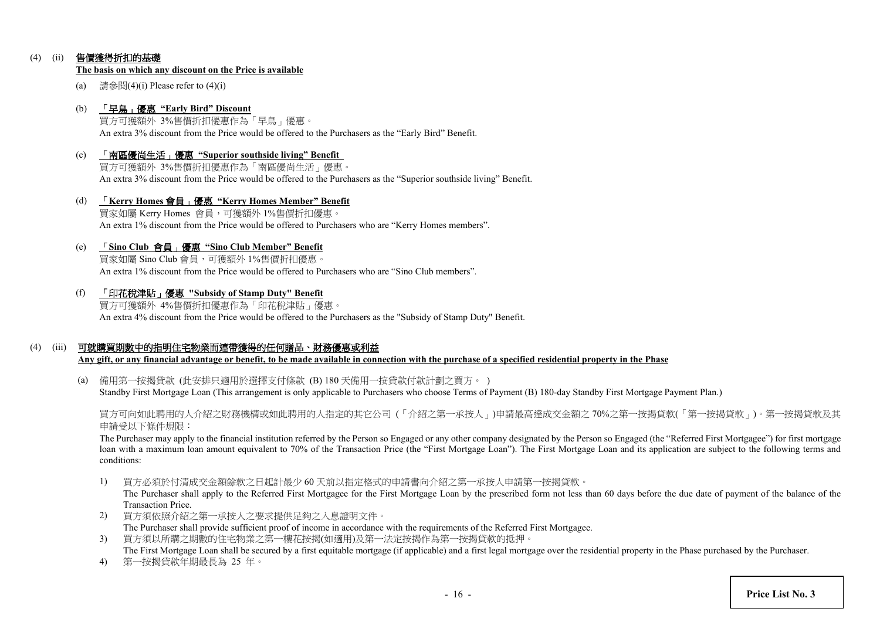(4) (ii) **售價獲得折扣的基礎**
**The basis on which any discount on the Price is available**

(a) 請參閱(4)(i) Please refer to (4)(i)

(b) **「早鳥」優惠 "Early Bird" Discount**
買方可獲額外 3%售價折扣優惠作為「早鳥」優惠。
An extra 3% discount from the Price would be offered to the Purchasers as the "Early Bird" Benefit.

(c) **「南區優尚生活」優惠 "Superior southside living" Benefit**
買方可獲額外 3%售價折扣優惠作為「南區優尚生活」優惠。
An extra 3% discount from the Price would be offered to the Purchasers as the "Superior southside living" Benefit.

(d) **「Kerry Homes 會員」優惠 "Kerry Homes Member" Benefit**
買家如屬 Kerry Homes 會員，可獲額外 1%售價折扣優惠。
An extra 1% discount from the Price would be offered to Purchasers who are "Kerry Homes members".

(e) **「Sino Club 會員」優惠 "Sino Club Member" Benefit**
買家如屬 Sino Club 會員，可獲額外 1%售價折扣優惠。
An extra 1% discount from the Price would be offered to Purchasers who are "Sino Club members".

(f) **「印花稅津貼」優惠 "Subsidy of Stamp Duty" Benefit**
買方可獲額外 4%售價折扣優惠作為「印花稅津貼」優惠。
An extra 4% discount from the Price would be offered to the Purchasers as the "Subsidy of Stamp Duty" Benefit.

(4) (iii) **可就購買期數中的指明住宅物業而連帶獲得的任何贈品、財務優惠或利益**
**Any gift, or any financial advantage or benefit, to be made available in connection with the purchase of a specified residential property in the Phase**

(a) 備用第一按揭貸款 (此安排只適用於選擇支付條款 (B) 180 天備用一按貸款付款計劃之買方。)
Standby First Mortgage Loan (This arrangement is only applicable to Purchasers who choose Terms of Payment (B) 180-day Standby First Mortgage Payment Plan.)

買方可向如此聘用的人介紹之財務機構或如此聘用的人指定的其它公司 (「介紹之第一承按人」)申請最高達成交金額之 70%之第一按揭貸款(「第一按揭貸款」)。第一按揭貸款及其申請受以下條件規限：
The Purchaser may apply to the financial institution referred by the Person so Engaged or any other company designated by the Person so Engaged (the "Referred First Mortgagee") for first mortgage loan with a maximum loan amount equivalent to 70% of the Transaction Price (the "First Mortgage Loan"). The First Mortgage Loan and its application are subject to the following terms and conditions:

1) 買方必須於付清成交金額餘款之日起計最少 60 天前以指定格式的申請書向介紹之第一承按人申請第一按揭貸款。
The Purchaser shall apply to the Referred First Mortgagee for the First Mortgage Loan by the prescribed form not less than 60 days before the due date of payment of the balance of the Transaction Price.
2) 買方須依照介紹之第一承按人之要求提供足夠之入息證明文件。
The Purchaser shall provide sufficient proof of income in accordance with the requirements of the Referred First Mortgagee.
3) 買方須以所購之期數的住宅物業之第一樓花按揭(如適用)及第一法定按揭作為第一按揭貸款的抵押。
The First Mortgage Loan shall be secured by a first equitable mortgage (if applicable) and a first legal mortgage over the residential property in the Phase purchased by the Purchaser.
4) 第一按揭貸款年期最長為 25 年。

**Price List No. 3**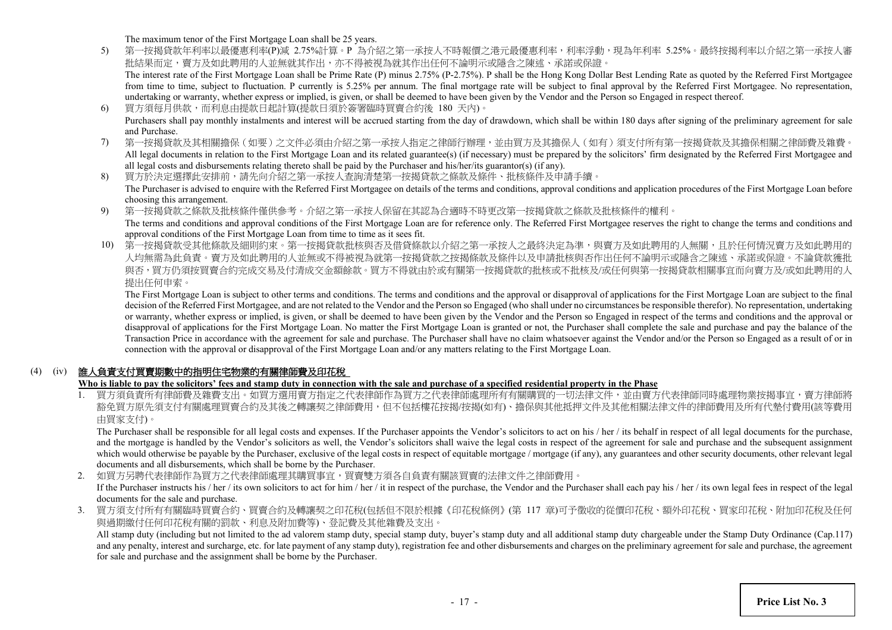The maximum tenor of the First Mortgage Loan shall be 25 years.

5) 第一按揭貸款年利率以最優惠利率(P)減 2.75%計算。P 為介紹之第一承按人不時報價之港元最優惠利率，利率浮動，現為年利率 5.25%。最終按揭利率以介紹之第一承按人審批結果而定，賣方及如此聘用的人並無就其作出，亦不得被視為就其作出任何不論明示或隱含之陳述、承諾或保證。

   The interest rate of the First Mortgage Loan shall be Prime Rate (P) minus 2.75% (P-2.75%). P shall be the Hong Kong Dollar Best Lending Rate as quoted by the Referred First Mortgagee from time to time, subject to fluctuation. P currently is 5.25% per annum. The final mortgage rate will be subject to final approval by the Referred First Mortgagee. No representation, undertaking or warranty, whether express or implied, is given, or shall be deemed to have been given by the Vendor and the Person so Engaged in respect thereof.

6) 買方須每月供款，而利息由提款日起計算(提款日須於簽署臨時買賣合約後 180 天內)。

   Purchasers shall pay monthly instalments and interest will be accrued starting from the day of drawdown, which shall be within 180 days after signing of the preliminary agreement for sale and Purchase.

7) 第一按揭貸款及其相關擔保（如要）之文件必須由介紹之第一承按人指定之律師行辦理，並由買方及其擔保人（如有）須支付所有第一按揭貸款及其擔保相關之律師費及雜費。

   All legal documents in relation to the First Mortgage Loan and its related guarantee(s) (if necessary) must be prepared by the solicitors' firm designated by the Referred First Mortgagee and all legal costs and disbursements relating thereto shall be paid by the Purchaser and his/her/its guarantor(s) (if any).

8) 買方於決定選擇此安排前，請先向介紹之第一承按人查詢清楚第一按揭貸款之條款及條件、批核條件及申請手續。

   The Purchaser is advised to enquire with the Referred First Mortgagee on details of the terms and conditions, approval conditions and application procedures of the First Mortgage Loan before choosing this arrangement.

9) 第一按揭貸款之條款及批核條件僅供參考。介紹之第一承按人保留在其認為合適時不時更改第一按揭貸款之條款及批核條件的權利。

   The terms and conditions and approval conditions of the First Mortgage Loan are for reference only. The Referred First Mortgagee reserves the right to change the terms and conditions and approval conditions of the First Mortgage Loan from time to time as it sees fit.

10) 第一按揭貸款受其他條款及細則約束。第一按揭貸款批核與否及借貸條款以介紹之第一承按人之最終決定為準，與賣方及如此聘用的人無關，且於任何情況賣方及如此聘用的人均無需為此負責。賣方及如此聘用的人並無或不得被視為就第一按揭貸款之按揭條款及條件以及申請批核與否作出任何不論明示或隱含之陳述、承諾或保證。不論貸款獲批與否，買方仍須按買賣合約完成交易及付清成交金額餘款。買方不得就由於或有關第一按揭貸款的批核或不批核及/或任何與第一按揭貸款相關事宜而向賣方及/或如此聘用的人提出任何申索。

    The First Mortgage Loan is subject to other terms and conditions. The terms and conditions and the approval or disapproval of applications for the First Mortgage Loan are subject to the final decision of the Referred First Mortgagee, and are not related to the Vendor and the Person so Engaged (who shall under no circumstances be responsible therefor). No representation, undertaking or warranty, whether express or implied, is given, or shall be deemed to have been given by the Vendor and the Person so Engaged in respect of the terms and conditions and the approval or disapproval of applications for the First Mortgage Loan. No matter the First Mortgage Loan is granted or not, the Purchaser shall complete the sale and purchase and pay the balance of the Transaction Price in accordance with the agreement for sale and purchase. The Purchaser shall have no claim whatsoever against the Vendor and/or the Person so Engaged as a result of or in connection with the approval or disapproval of the First Mortgage Loan and/or any matters relating to the First Mortgage Loan.

## (4) (iv) 誰人負責支付買賣期數中的指明住宅物業的有關律師費及印花稅

**Who is liable to pay the solicitors' fees and stamp duty in connection with the sale and purchase of a specified residential property in the Phase**

1. 買方須負責所有律師費及雜費支出。如買方選用賣方指定之代表律師作為買方之代表律師處理所有有關購買的一切法律文件，並由賣方代表律師同時處理物業按揭事宜，賣方律師將豁免買方原先須支付有關處理買賣合約及其後之轉讓契之律師費用，但不包括樓花按揭/按揭(如有)、擔保與其他抵押文件及其他相關法律文件的律師費用及所有代墊付費用(該等費用由買家支付)。

   The Purchaser shall be responsible for all legal costs and expenses. If the Purchaser appoints the Vendor's solicitors to act on his / her / its behalf in respect of all legal documents for the purchase, and the mortgage is handled by the Vendor's solicitors as well, the Vendor's solicitors shall waive the legal costs in respect of the agreement for sale and purchase and the subsequent assignment which would otherwise be payable by the Purchaser, exclusive of the legal costs in respect of equitable mortgage / mortgage (if any), any guarantees and other security documents, other relevant legal documents and all disbursements, which shall be borne by the Purchaser.

2. 如買方另聘代表律師作為買方之代表律師處理其購買事宜，買賣雙方須各自負責有關該買賣的法律文件之律師費用。

   If the Purchaser instructs his / her / its own solicitors to act for him / her / it in respect of the purchase, the Vendor and the Purchaser shall each pay his / her / its own legal fees in respect of the legal documents for the sale and purchase.

3. 買方須支付所有有關臨時買賣合約、買賣合約及轉讓契之印花稅(包括但不限於根據《印花稅條例》(第 117 章)可予徵收的從價印花稅、額外印花稅、買家印花稅、附加印花稅及任何與過期繳付任何印花稅有關的罰款、利息及附加費等)、登記費及其他雜費及支出。

   All stamp duty (including but not limited to the ad valorem stamp duty, special stamp duty, buyer's stamp duty and all additional stamp duty chargeable under the Stamp Duty Ordinance (Cap.117) and any penalty, interest and surcharge, etc. for late payment of any stamp duty), registration fee and other disbursements and charges on the preliminary agreement for sale and purchase, the agreement for sale and purchase and the assignment shall be borne by the Purchaser.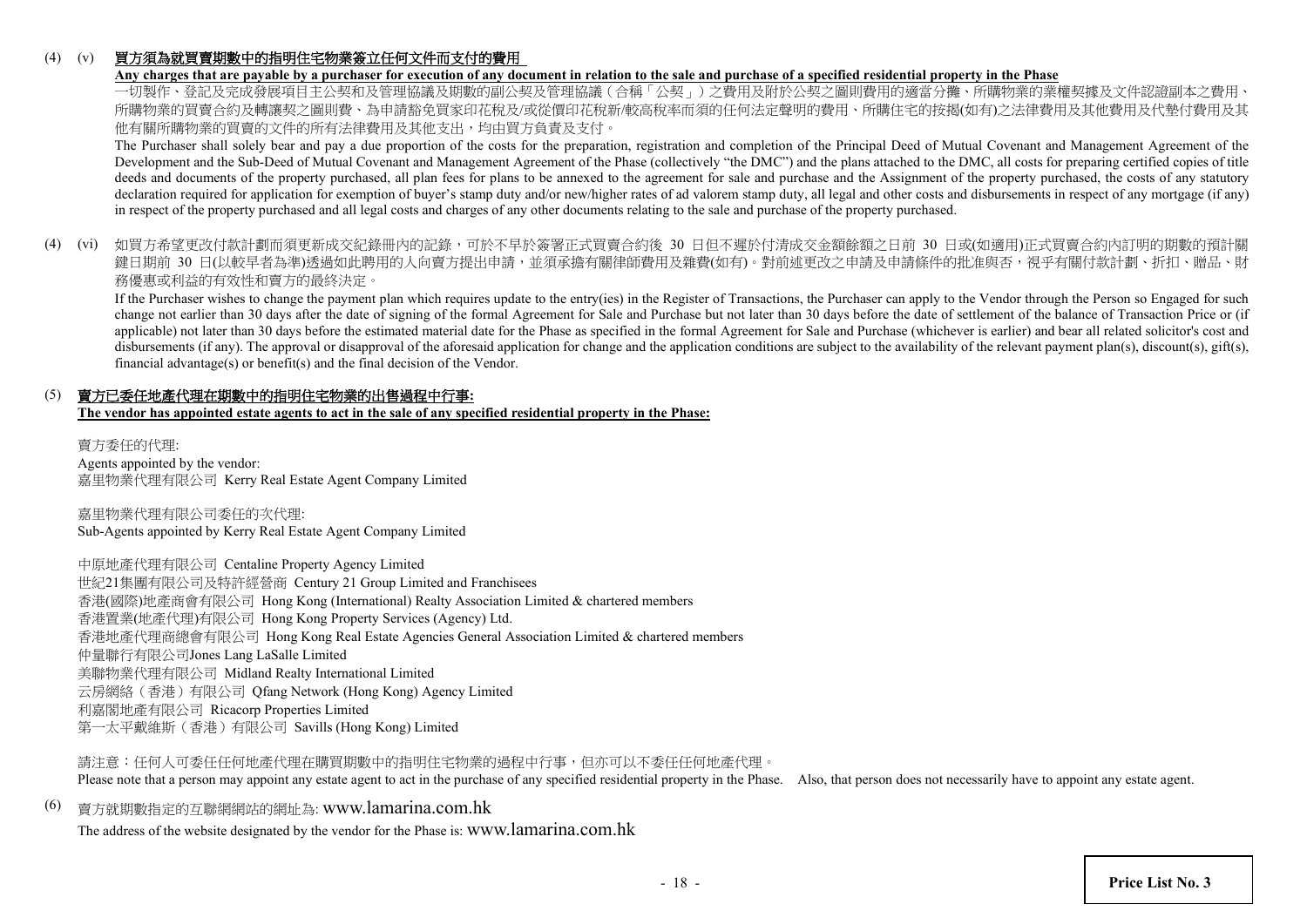(4) (v) **買方須為就買賣期數中的指明住宅物業簽立任何文件而支付的費用**

**Any charges that are payable by a purchaser for execution of any document in relation to the sale and purchase of a specified residential property in the Phase**

一切製作、登記及完成發展項目主公契和及管理協議及期數的副公契及管理協議（合稱「公契」）之費用及附於公契之圖則費用的適當分攤、所購物業的業權契據及文件認證副本之費用、所購物業的買賣合約及轉讓契之圖則費、為申請豁免買家印花稅及/或從價印花稅新/較高稅率而須的任何法定聲明的費用、所購住宅的按揭(如有)之法律費用及其他費用及代墊付費用及其他有關所購物業的買賣的文件的所有法律費用及其他支出，均由買方負責及支付。

The Purchaser shall solely bear and pay a due proportion of the costs for the preparation, registration and completion of the Principal Deed of Mutual Covenant and Management Agreement of the Development and the Sub-Deed of Mutual Covenant and Management Agreement of the Phase (collectively "the DMC") and the plans attached to the DMC, all costs for preparing certified copies of title deeds and documents of the property purchased, all plan fees for plans to be annexed to the agreement for sale and purchase and the Assignment of the property purchased, the costs of any statutory declaration required for application for exemption of buyer's stamp duty and/or new/higher rates of ad valorem stamp duty, all legal and other costs and disbursements in respect of any mortgage (if any) in respect of the property purchased and all legal costs and charges of any other documents relating to the sale and purchase of the property purchased.

(4) (vi) 如買方希望更改付款計劃而須更新成交紀錄冊內的記錄，可於不早於簽署正式買賣合約後 30 日但不遲於付清成交金額餘額之日前 30 日或(如適用)正式買賣合約內訂明的期數的預計關鍵日期前 30 日(以較早者為準)透過如此聘用的人向賣方提出申請，並須承擔有關律師費用及雜費(如有)。對前述更改之申請及申請條件的批准與否，視乎有關付款計劃、折扣、贈品、財務優惠或利益的有效性和賣方的最終決定。

If the Purchaser wishes to change the payment plan which requires update to the entry(ies) in the Register of Transactions, the Purchaser can apply to the Vendor through the Person so Engaged for such change not earlier than 30 days after the date of signing of the formal Agreement for Sale and Purchase but not later than 30 days before the date of settlement of the balance of Transaction Price or (if applicable) not later than 30 days before the estimated material date for the Phase as specified in the formal Agreement for Sale and Purchase (whichever is earlier) and bear all related solicitor's cost and disbursements (if any). The approval or disapproval of the aforesaid application for change and the application conditions are subject to the availability of the relevant payment plan(s), discount(s), gift(s), financial advantage(s) or benefit(s) and the final decision of the Vendor.

(5) **賣方已委任地產代理在期數中的指明住宅物業的出售過程中行事:**

**The vendor has appointed estate agents to act in the sale of any specified residential property in the Phase:**

賣方委任的代理:
Agents appointed by the vendor:
嘉里物業代理有限公司 Kerry Real Estate Agent Company Limited

嘉里物業代理有限公司委任的次代理:
Sub-Agents appointed by Kerry Real Estate Agent Company Limited

中原地產代理有限公司 Centaline Property Agency Limited
世紀21集團有限公司及特許經營商 Century 21 Group Limited and Franchisees
香港(國際)地產商會有限公司 Hong Kong (International) Realty Association Limited & chartered members
香港置業(地產代理)有限公司 Hong Kong Property Services (Agency) Ltd.
香港地產代理商總會有限公司 Hong Kong Real Estate Agencies General Association Limited & chartered members
仲量聯行有限公司Jones Lang LaSalle Limited
美聯物業代理有限公司 Midland Realty International Limited
云房網絡（香港）有限公司 Qfang Network (Hong Kong) Agency Limited
利嘉閣地產有限公司 Ricacorp Properties Limited
第一太平戴維斯（香港）有限公司 Savills (Hong Kong) Limited

請注意：任何人可委任任何地產代理在購買期數中的指明住宅物業的過程中行事，但亦可以不委任任何地產代理。
Please note that a person may appoint any estate agent to act in the purchase of any specified residential property in the Phase. Also, that person does not necessarily have to appoint any estate agent.

(6) 賣方就期數指定的互聯網網站的網址為: www.lamarina.com.hk

The address of the website designated by the vendor for the Phase is: www.lamarina.com.hk

**Price List No. 3**